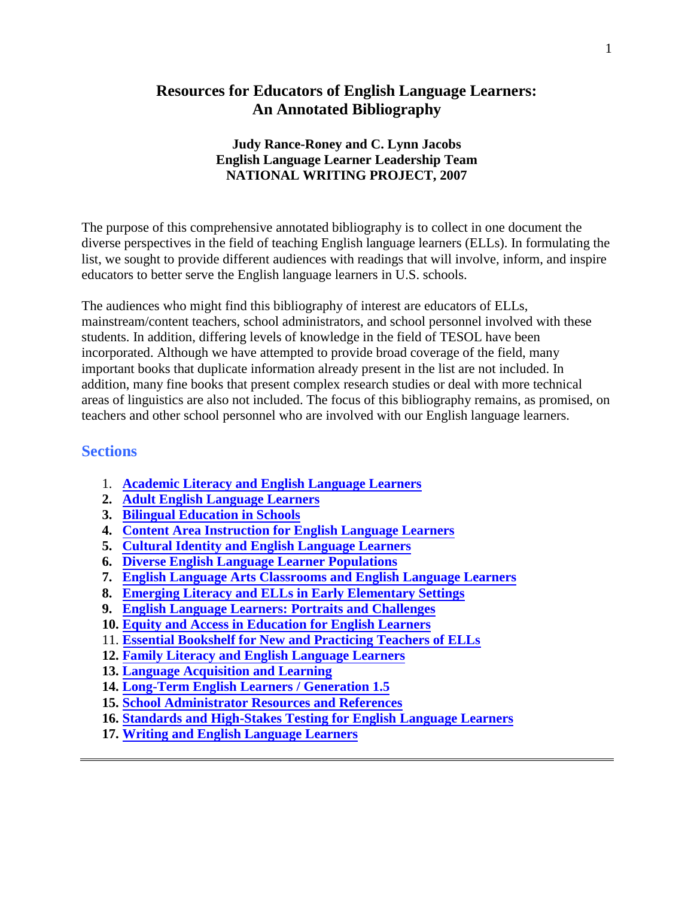# Resources for Educators of English Language Learners: An Annotated Bibliography

**Judy Rance-Roney and C. Lynn Jacobs**
**English Language Learner Leadership Team**
**NATIONAL WRITING PROJECT, 2007**

The purpose of this comprehensive annotated bibliography is to collect in one document the diverse perspectives in the field of teaching English language learners (ELLs). In formulating the list, we sought to provide different audiences with readings that will involve, inform, and inspire educators to better serve the English language learners in U.S. schools.

The audiences who might find this bibliography of interest are educators of ELLs, mainstream/content teachers, school administrators, and school personnel involved with these students. In addition, differing levels of knowledge in the field of TESOL have been incorporated. Although we have attempted to provide broad coverage of the field, many important books that duplicate information already present in the list are not included. In addition, many fine books that present complex research studies or deal with more technical areas of linguistics are also not included. The focus of this bibliography remains, as promised, on teachers and other school personnel who are involved with our English language learners.

## Sections

1. **Academic Literacy and English Language Learners**
2. **Adult English Language Learners**
3. **Bilingual Education in Schools**
4. **Content Area Instruction for English Language Learners**
5. **Cultural Identity and English Language Learners**
6. **Diverse English Language Learner Populations**
7. **English Language Arts Classrooms and English Language Learners**
8. **Emerging Literacy and ELLs in Early Elementary Settings**
9. **English Language Learners: Portraits and Challenges**
10. **Equity and Access in Education for English Learners**
11. **Essential Bookshelf for New and Practicing Teachers of ELLs**
12. **Family Literacy and English Language Learners**
13. **Language Acquisition and Learning**
14. **Long-Term English Learners / Generation 1.5**
15. **School Administrator Resources and References**
16. **Standards and High-Stakes Testing for English Language Learners**
17. **Writing and English Language Learners**

---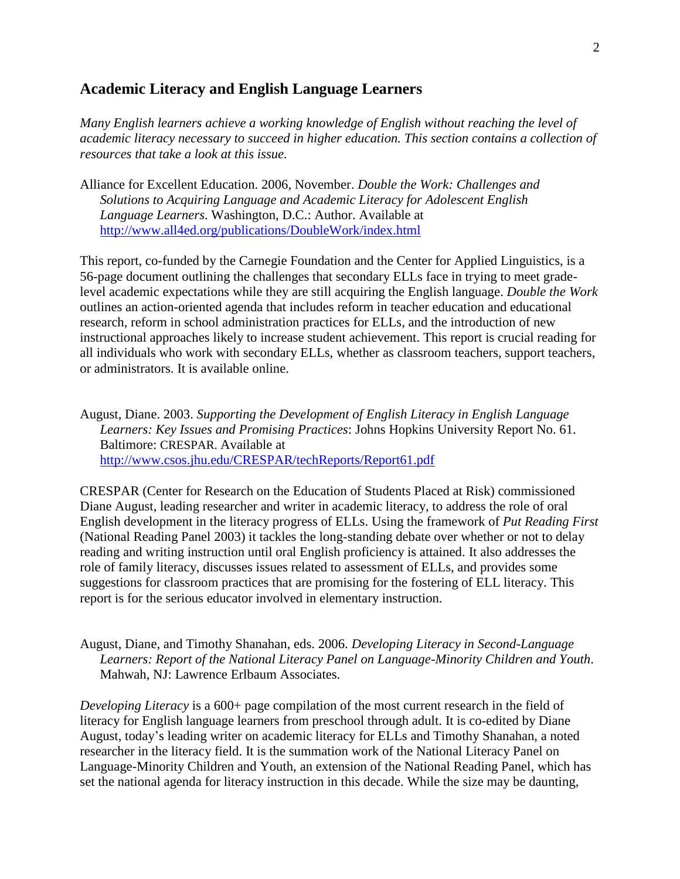## Academic Literacy and English Language Learners

*Many English learners achieve a working knowledge of English without reaching the level of academic literacy necessary to succeed in higher education. This section contains a collection of resources that take a look at this issue.*

Alliance for Excellent Education. 2006, November. *Double the Work: Challenges and Solutions to Acquiring Language and Academic Literacy for Adolescent English Language Learners*. Washington, D.C.: Author. Available at http://www.all4ed.org/publications/DoubleWork/index.html

This report, co-funded by the Carnegie Foundation and the Center for Applied Linguistics, is a 56-page document outlining the challenges that secondary ELLs face in trying to meet grade-level academic expectations while they are still acquiring the English language. *Double the Work* outlines an action-oriented agenda that includes reform in teacher education and educational research, reform in school administration practices for ELLs, and the introduction of new instructional approaches likely to increase student achievement. This report is crucial reading for all individuals who work with secondary ELLs, whether as classroom teachers, support teachers, or administrators. It is available online.

August, Diane. 2003. *Supporting the Development of English Literacy in English Language Learners: Key Issues and Promising Practices*: Johns Hopkins University Report No. 61. Baltimore: CRESPAR. Available at http://www.csos.jhu.edu/CRESPAR/techReports/Report61.pdf

CRESPAR (Center for Research on the Education of Students Placed at Risk) commissioned Diane August, leading researcher and writer in academic literacy, to address the role of oral English development in the literacy progress of ELLs. Using the framework of *Put Reading First* (National Reading Panel 2003) it tackles the long-standing debate over whether or not to delay reading and writing instruction until oral English proficiency is attained. It also addresses the role of family literacy, discusses issues related to assessment of ELLs, and provides some suggestions for classroom practices that are promising for the fostering of ELL literacy. This report is for the serious educator involved in elementary instruction.

August, Diane, and Timothy Shanahan, eds. 2006. *Developing Literacy in Second-Language Learners: Report of the National Literacy Panel on Language-Minority Children and Youth*. Mahwah, NJ: Lawrence Erlbaum Associates.

*Developing Literacy* is a 600+ page compilation of the most current research in the field of literacy for English language learners from preschool through adult. It is co-edited by Diane August, today's leading writer on academic literacy for ELLs and Timothy Shanahan, a noted researcher in the literacy field. It is the summation work of the National Literacy Panel on Language-Minority Children and Youth, an extension of the National Reading Panel, which has set the national agenda for literacy instruction in this decade. While the size may be daunting,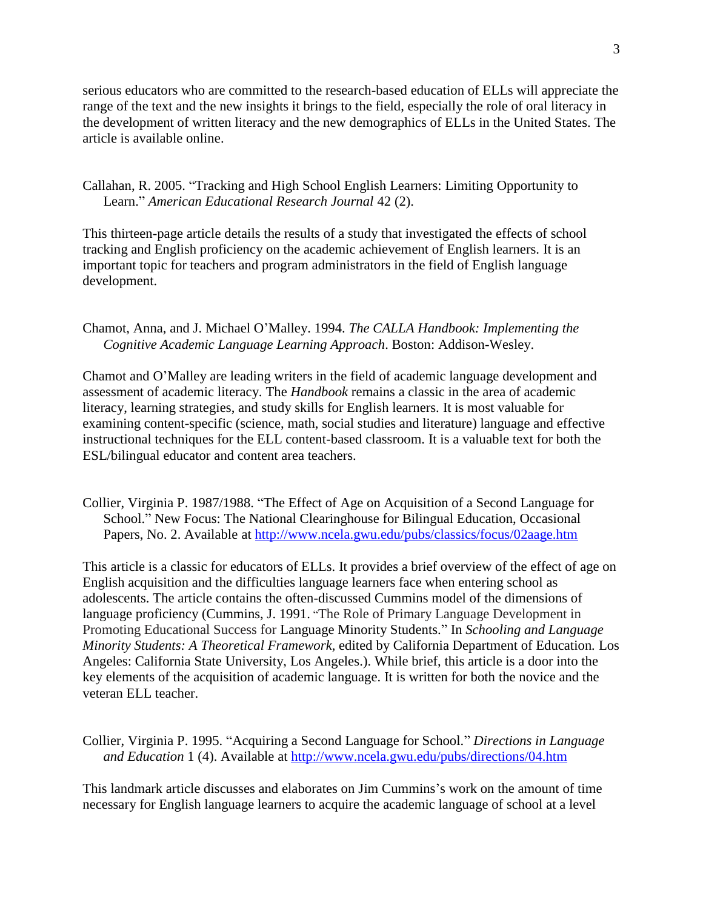serious educators who are committed to the research-based education of ELLs will appreciate the range of the text and the new insights it brings to the field, especially the role of oral literacy in the development of written literacy and the new demographics of ELLs in the United States. The article is available online.

Callahan, R. 2005. "Tracking and High School English Learners: Limiting Opportunity to Learn." *American Educational Research Journal* 42 (2).

This thirteen-page article details the results of a study that investigated the effects of school tracking and English proficiency on the academic achievement of English learners. It is an important topic for teachers and program administrators in the field of English language development.

Chamot, Anna, and J. Michael O'Malley. 1994. *The CALLA Handbook: Implementing the Cognitive Academic Language Learning Approach*. Boston: Addison-Wesley.

Chamot and O'Malley are leading writers in the field of academic language development and assessment of academic literacy. The *Handbook* remains a classic in the area of academic literacy, learning strategies, and study skills for English learners. It is most valuable for examining content-specific (science, math, social studies and literature) language and effective instructional techniques for the ELL content-based classroom. It is a valuable text for both the ESL/bilingual educator and content area teachers.

Collier, Virginia P. 1987/1988. "The Effect of Age on Acquisition of a Second Language for School." New Focus: The National Clearinghouse for Bilingual Education, Occasional Papers, No. 2. Available at http://www.ncela.gwu.edu/pubs/classics/focus/02aage.htm

This article is a classic for educators of ELLs. It provides a brief overview of the effect of age on English acquisition and the difficulties language learners face when entering school as adolescents. The article contains the often-discussed Cummins model of the dimensions of language proficiency (Cummins, J. 1991. "The Role of Primary Language Development in Promoting Educational Success for Language Minority Students." In *Schooling and Language Minority Students: A Theoretical Framework*, edited by California Department of Education. Los Angeles: California State University, Los Angeles.). While brief, this article is a door into the key elements of the acquisition of academic language. It is written for both the novice and the veteran ELL teacher.

Collier, Virginia P. 1995. "Acquiring a Second Language for School." *Directions in Language and Education* 1 (4). Available at http://www.ncela.gwu.edu/pubs/directions/04.htm

This landmark article discusses and elaborates on Jim Cummins's work on the amount of time necessary for English language learners to acquire the academic language of school at a level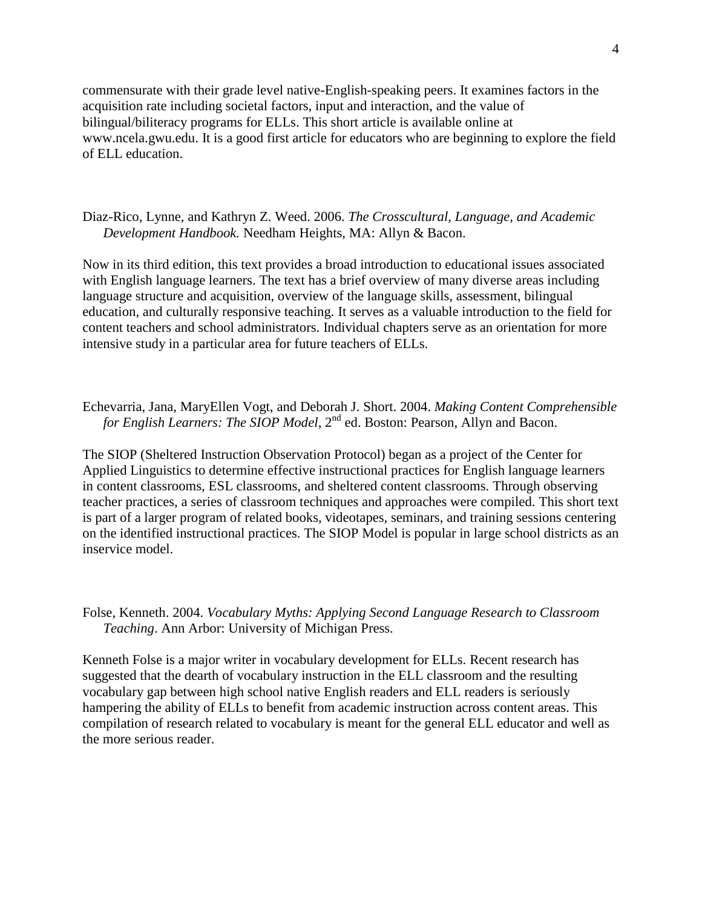commensurate with their grade level native-English-speaking peers. It examines factors in the acquisition rate including societal factors, input and interaction, and the value of bilingual/biliteracy programs for ELLs. This short article is available online at www.ncela.gwu.edu. It is a good first article for educators who are beginning to explore the field of ELL education.

Diaz-Rico, Lynne, and Kathryn Z. Weed. 2006. *The Crosscultural, Language, and Academic Development Handbook.* Needham Heights, MA: Allyn & Bacon.

Now in its third edition, this text provides a broad introduction to educational issues associated with English language learners. The text has a brief overview of many diverse areas including language structure and acquisition, overview of the language skills, assessment, bilingual education, and culturally responsive teaching. It serves as a valuable introduction to the field for content teachers and school administrators. Individual chapters serve as an orientation for more intensive study in a particular area for future teachers of ELLs.

Echevarria, Jana, MaryEllen Vogt, and Deborah J. Short. 2004. *Making Content Comprehensible for English Learners: The SIOP Model*, 2nd ed. Boston: Pearson, Allyn and Bacon.

The SIOP (Sheltered Instruction Observation Protocol) began as a project of the Center for Applied Linguistics to determine effective instructional practices for English language learners in content classrooms, ESL classrooms, and sheltered content classrooms. Through observing teacher practices, a series of classroom techniques and approaches were compiled. This short text is part of a larger program of related books, videotapes, seminars, and training sessions centering on the identified instructional practices. The SIOP Model is popular in large school districts as an inservice model.

Folse, Kenneth. 2004. *Vocabulary Myths: Applying Second Language Research to Classroom Teaching*. Ann Arbor: University of Michigan Press.

Kenneth Folse is a major writer in vocabulary development for ELLs. Recent research has suggested that the dearth of vocabulary instruction in the ELL classroom and the resulting vocabulary gap between high school native English readers and ELL readers is seriously hampering the ability of ELLs to benefit from academic instruction across content areas. This compilation of research related to vocabulary is meant for the general ELL educator and well as the more serious reader.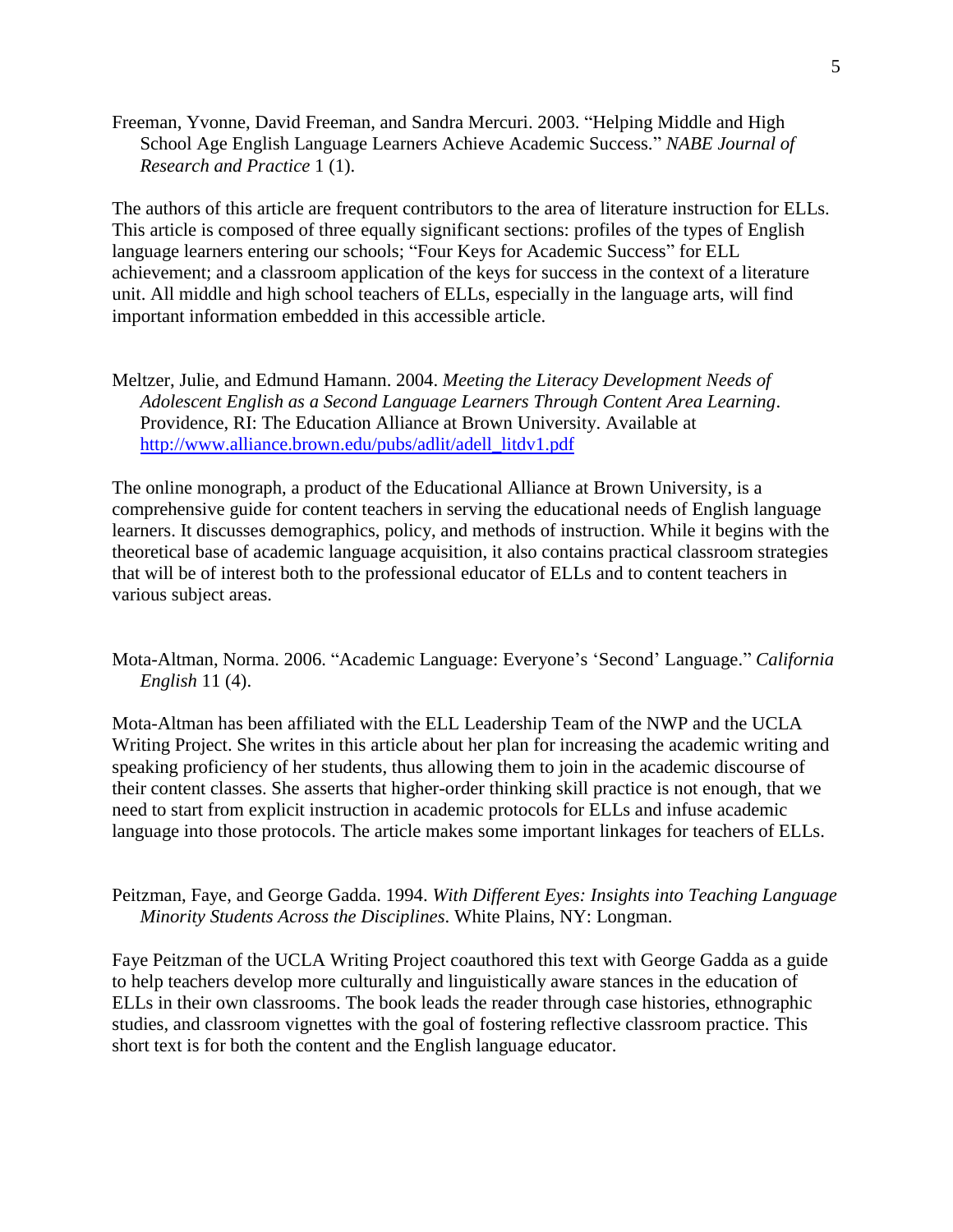Freeman, Yvonne, David Freeman, and Sandra Mercuri. 2003. "Helping Middle and High School Age English Language Learners Achieve Academic Success." *NABE Journal of Research and Practice* 1 (1).

The authors of this article are frequent contributors to the area of literature instruction for ELLs. This article is composed of three equally significant sections: profiles of the types of English language learners entering our schools; "Four Keys for Academic Success" for ELL achievement; and a classroom application of the keys for success in the context of a literature unit. All middle and high school teachers of ELLs, especially in the language arts, will find important information embedded in this accessible article.

Meltzer, Julie, and Edmund Hamann. 2004. *Meeting the Literacy Development Needs of Adolescent English as a Second Language Learners Through Content Area Learning*. Providence, RI: The Education Alliance at Brown University. Available at http://www.alliance.brown.edu/pubs/adlit/adell_litdv1.pdf

The online monograph, a product of the Educational Alliance at Brown University, is a comprehensive guide for content teachers in serving the educational needs of English language learners. It discusses demographics, policy, and methods of instruction. While it begins with the theoretical base of academic language acquisition, it also contains practical classroom strategies that will be of interest both to the professional educator of ELLs and to content teachers in various subject areas.

Mota-Altman, Norma. 2006. "Academic Language: Everyone's 'Second' Language." *California English* 11 (4).

Mota-Altman has been affiliated with the ELL Leadership Team of the NWP and the UCLA Writing Project. She writes in this article about her plan for increasing the academic writing and speaking proficiency of her students, thus allowing them to join in the academic discourse of their content classes. She asserts that higher-order thinking skill practice is not enough, that we need to start from explicit instruction in academic protocols for ELLs and infuse academic language into those protocols. The article makes some important linkages for teachers of ELLs.

Peitzman, Faye, and George Gadda. 1994. *With Different Eyes: Insights into Teaching Language Minority Students Across the Disciplines*. White Plains, NY: Longman.

Faye Peitzman of the UCLA Writing Project coauthored this text with George Gadda as a guide to help teachers develop more culturally and linguistically aware stances in the education of ELLs in their own classrooms. The book leads the reader through case histories, ethnographic studies, and classroom vignettes with the goal of fostering reflective classroom practice. This short text is for both the content and the English language educator.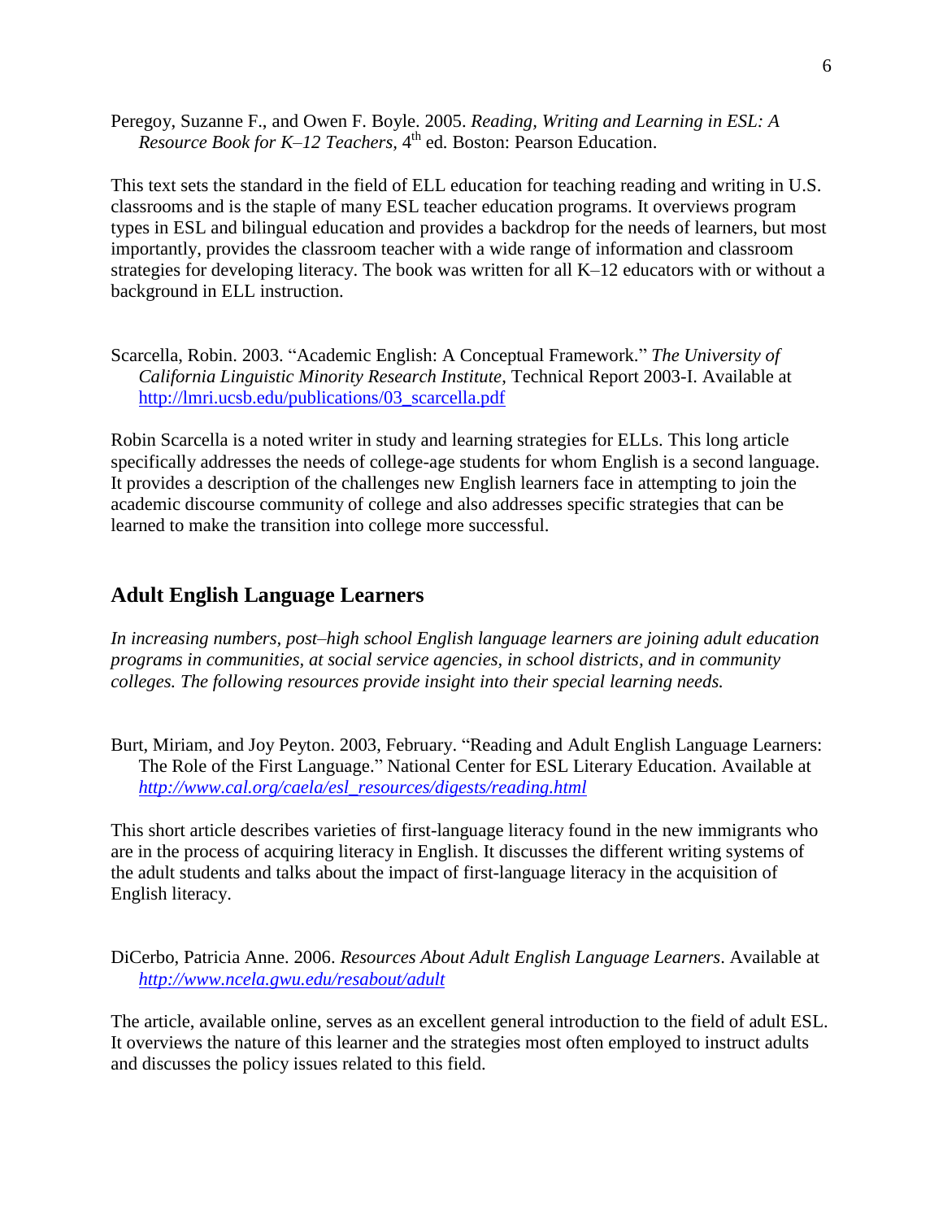Peregoy, Suzanne F., and Owen F. Boyle. 2005. *Reading, Writing and Learning in ESL: A Resource Book for K–12 Teachers,* 4th ed. Boston: Pearson Education.

This text sets the standard in the field of ELL education for teaching reading and writing in U.S. classrooms and is the staple of many ESL teacher education programs. It overviews program types in ESL and bilingual education and provides a backdrop for the needs of learners, but most importantly, provides the classroom teacher with a wide range of information and classroom strategies for developing literacy. The book was written for all K–12 educators with or without a background in ELL instruction.

Scarcella, Robin. 2003. "Academic English: A Conceptual Framework." *The University of California Linguistic Minority Research Institute*, Technical Report 2003-I. Available at http://lmri.ucsb.edu/publications/03_scarcella.pdf

Robin Scarcella is a noted writer in study and learning strategies for ELLs. This long article specifically addresses the needs of college-age students for whom English is a second language. It provides a description of the challenges new English learners face in attempting to join the academic discourse community of college and also addresses specific strategies that can be learned to make the transition into college more successful.

## Adult English Language Learners

*In increasing numbers, post–high school English language learners are joining adult education programs in communities, at social service agencies, in school districts, and in community colleges. The following resources provide insight into their special learning needs.*

Burt, Miriam, and Joy Peyton. 2003, February. "Reading and Adult English Language Learners: The Role of the First Language." National Center for ESL Literary Education. Available at *http://www.cal.org/caela/esl_resources/digests/reading.html*

This short article describes varieties of first-language literacy found in the new immigrants who are in the process of acquiring literacy in English. It discusses the different writing systems of the adult students and talks about the impact of first-language literacy in the acquisition of English literacy.

DiCerbo, Patricia Anne. 2006. *Resources About Adult English Language Learners*. Available at *http://www.ncela.gwu.edu/resabout/adult*

The article, available online, serves as an excellent general introduction to the field of adult ESL. It overviews the nature of this learner and the strategies most often employed to instruct adults and discusses the policy issues related to this field.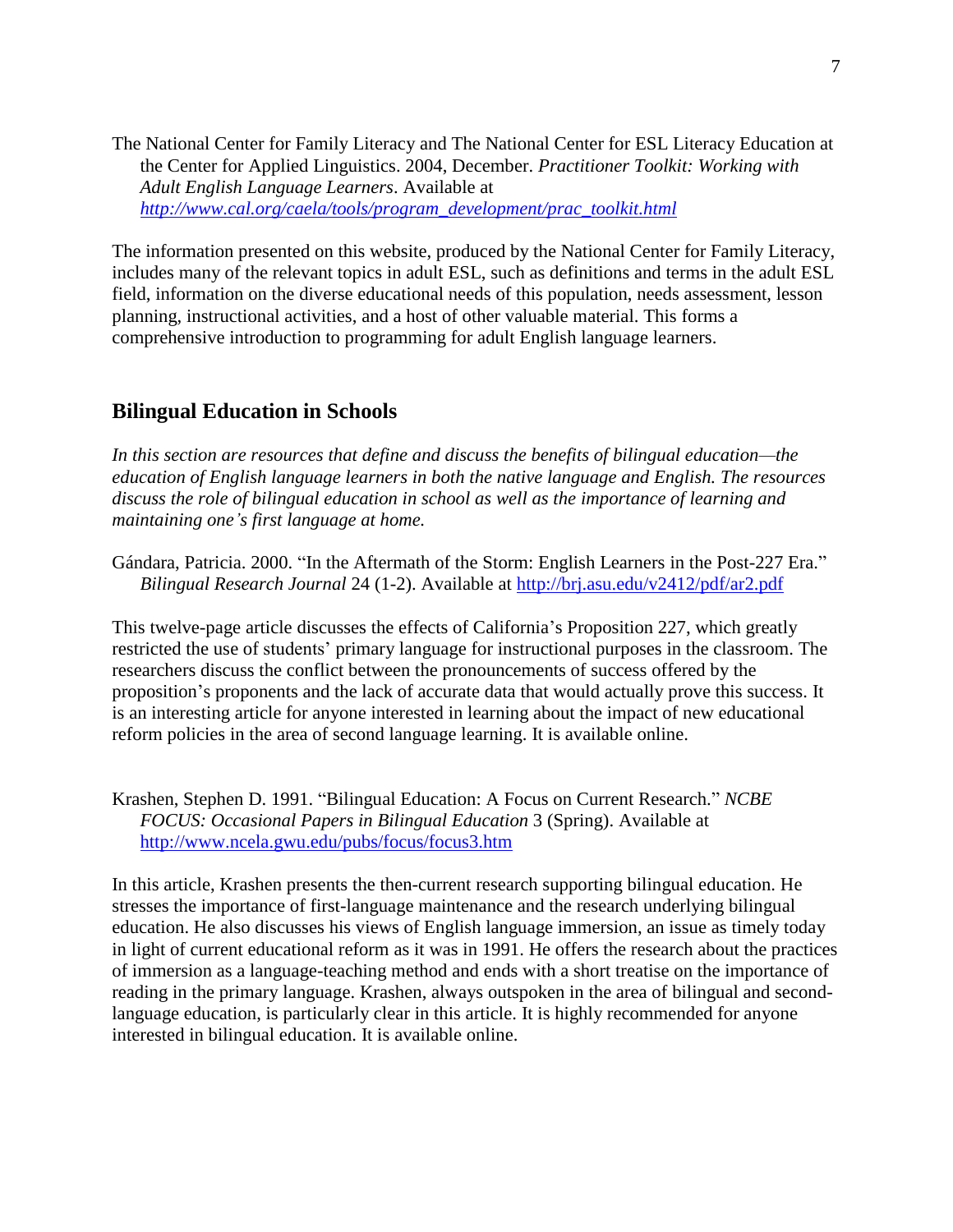The National Center for Family Literacy and The National Center for ESL Literacy Education at the Center for Applied Linguistics. 2004, December. *Practitioner Toolkit: Working with Adult English Language Learners*. Available at *http://www.cal.org/caela/tools/program_development/prac_toolkit.html*

The information presented on this website, produced by the National Center for Family Literacy, includes many of the relevant topics in adult ESL, such as definitions and terms in the adult ESL field, information on the diverse educational needs of this population, needs assessment, lesson planning, instructional activities, and a host of other valuable material. This forms a comprehensive introduction to programming for adult English language learners.

## Bilingual Education in Schools

*In this section are resources that define and discuss the benefits of bilingual education—the education of English language learners in both the native language and English. The resources discuss the role of bilingual education in school as well as the importance of learning and maintaining one's first language at home.*

Gándara, Patricia. 2000. "In the Aftermath of the Storm: English Learners in the Post-227 Era." *Bilingual Research Journal* 24 (1-2). Available at http://brj.asu.edu/v2412/pdf/ar2.pdf

This twelve-page article discusses the effects of California's Proposition 227, which greatly restricted the use of students' primary language for instructional purposes in the classroom. The researchers discuss the conflict between the pronouncements of success offered by the proposition's proponents and the lack of accurate data that would actually prove this success. It is an interesting article for anyone interested in learning about the impact of new educational reform policies in the area of second language learning. It is available online.

Krashen, Stephen D. 1991. "Bilingual Education: A Focus on Current Research." *NCBE FOCUS: Occasional Papers in Bilingual Education* 3 (Spring). Available at http://www.ncela.gwu.edu/pubs/focus/focus3.htm

In this article, Krashen presents the then-current research supporting bilingual education. He stresses the importance of first-language maintenance and the research underlying bilingual education. He also discusses his views of English language immersion, an issue as timely today in light of current educational reform as it was in 1991. He offers the research about the practices of immersion as a language-teaching method and ends with a short treatise on the importance of reading in the primary language. Krashen, always outspoken in the area of bilingual and second-language education, is particularly clear in this article. It is highly recommended for anyone interested in bilingual education. It is available online.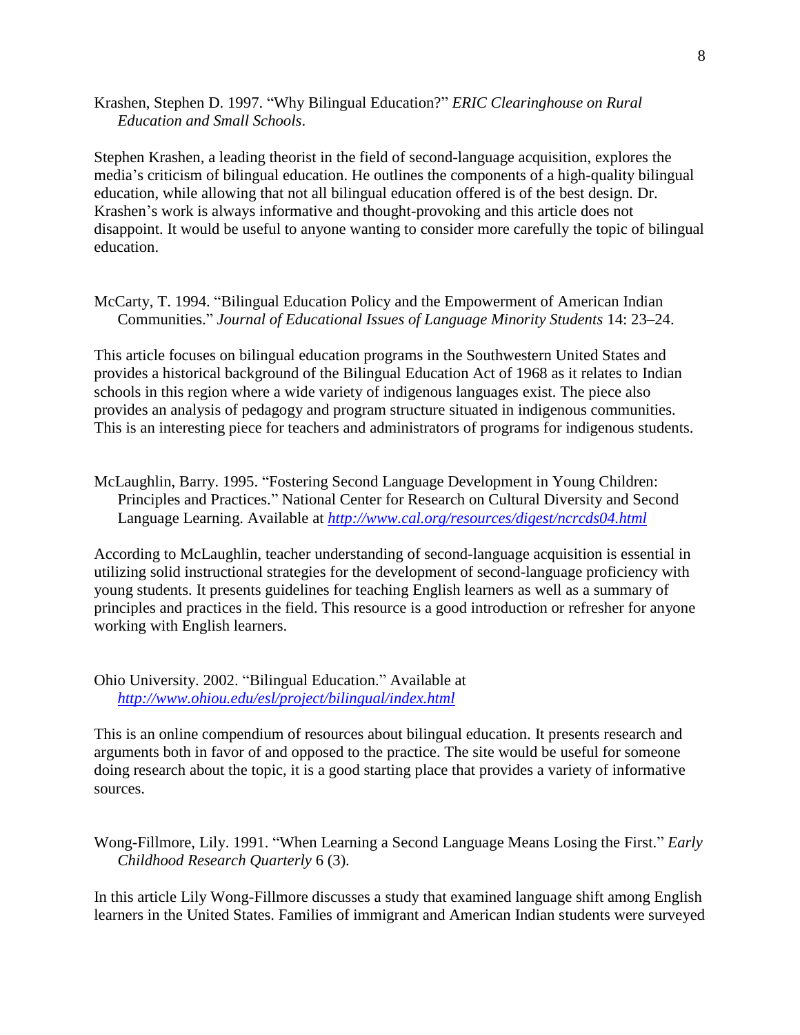Krashen, Stephen D. 1997. "Why Bilingual Education?" *ERIC Clearinghouse on Rural Education and Small Schools*.

Stephen Krashen, a leading theorist in the field of second-language acquisition, explores the media's criticism of bilingual education. He outlines the components of a high-quality bilingual education, while allowing that not all bilingual education offered is of the best design. Dr. Krashen's work is always informative and thought-provoking and this article does not disappoint. It would be useful to anyone wanting to consider more carefully the topic of bilingual education.

McCarty, T. 1994. "Bilingual Education Policy and the Empowerment of American Indian Communities." *Journal of Educational Issues of Language Minority Students* 14: 23–24.

This article focuses on bilingual education programs in the Southwestern United States and provides a historical background of the Bilingual Education Act of 1968 as it relates to Indian schools in this region where a wide variety of indigenous languages exist. The piece also provides an analysis of pedagogy and program structure situated in indigenous communities. This is an interesting piece for teachers and administrators of programs for indigenous students.

McLaughlin, Barry. 1995. "Fostering Second Language Development in Young Children: Principles and Practices." National Center for Research on Cultural Diversity and Second Language Learning. Available at *http://www.cal.org/resources/digest/ncrcds04.html*

According to McLaughlin, teacher understanding of second-language acquisition is essential in utilizing solid instructional strategies for the development of second-language proficiency with young students. It presents guidelines for teaching English learners as well as a summary of principles and practices in the field. This resource is a good introduction or refresher for anyone working with English learners.

Ohio University. 2002. "Bilingual Education." Available at *http://www.ohiou.edu/esl/project/bilingual/index.html*

This is an online compendium of resources about bilingual education. It presents research and arguments both in favor of and opposed to the practice. The site would be useful for someone doing research about the topic, it is a good starting place that provides a variety of informative sources.

Wong-Fillmore, Lily. 1991. "When Learning a Second Language Means Losing the First." *Early Childhood Research Quarterly* 6 (3).

In this article Lily Wong-Fillmore discusses a study that examined language shift among English learners in the United States. Families of immigrant and American Indian students were surveyed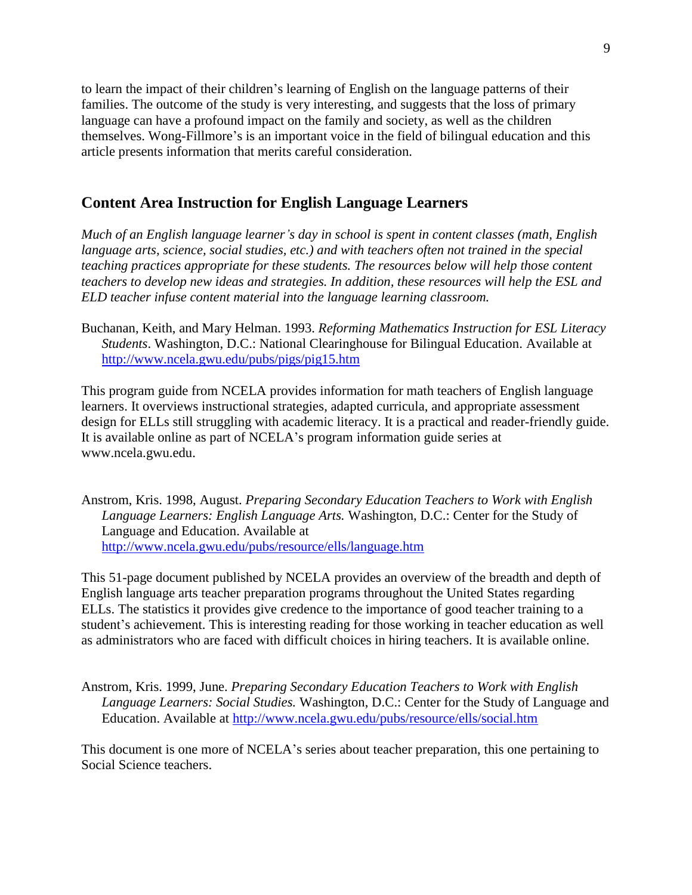to learn the impact of their children's learning of English on the language patterns of their families. The outcome of the study is very interesting, and suggests that the loss of primary language can have a profound impact on the family and society, as well as the children themselves. Wong-Fillmore's is an important voice in the field of bilingual education and this article presents information that merits careful consideration.

## Content Area Instruction for English Language Learners

*Much of an English language learner's day in school is spent in content classes (math, English language arts, science, social studies, etc.) and with teachers often not trained in the special teaching practices appropriate for these students. The resources below will help those content teachers to develop new ideas and strategies. In addition, these resources will help the ESL and ELD teacher infuse content material into the language learning classroom.*

Buchanan, Keith, and Mary Helman. 1993. *Reforming Mathematics Instruction for ESL Literacy Students*. Washington, D.C.: National Clearinghouse for Bilingual Education. Available at http://www.ncela.gwu.edu/pubs/pigs/pig15.htm

This program guide from NCELA provides information for math teachers of English language learners. It overviews instructional strategies, adapted curricula, and appropriate assessment design for ELLs still struggling with academic literacy. It is a practical and reader-friendly guide. It is available online as part of NCELA's program information guide series at www.ncela.gwu.edu.

Anstrom, Kris. 1998, August. *Preparing Secondary Education Teachers to Work with English Language Learners: English Language Arts.* Washington, D.C.: Center for the Study of Language and Education. Available at http://www.ncela.gwu.edu/pubs/resource/ells/language.htm

This 51-page document published by NCELA provides an overview of the breadth and depth of English language arts teacher preparation programs throughout the United States regarding ELLs. The statistics it provides give credence to the importance of good teacher training to a student's achievement. This is interesting reading for those working in teacher education as well as administrators who are faced with difficult choices in hiring teachers. It is available online.

Anstrom, Kris. 1999, June. *Preparing Secondary Education Teachers to Work with English Language Learners: Social Studies.* Washington, D.C.: Center for the Study of Language and Education. Available at http://www.ncela.gwu.edu/pubs/resource/ells/social.htm

This document is one more of NCELA's series about teacher preparation, this one pertaining to Social Science teachers.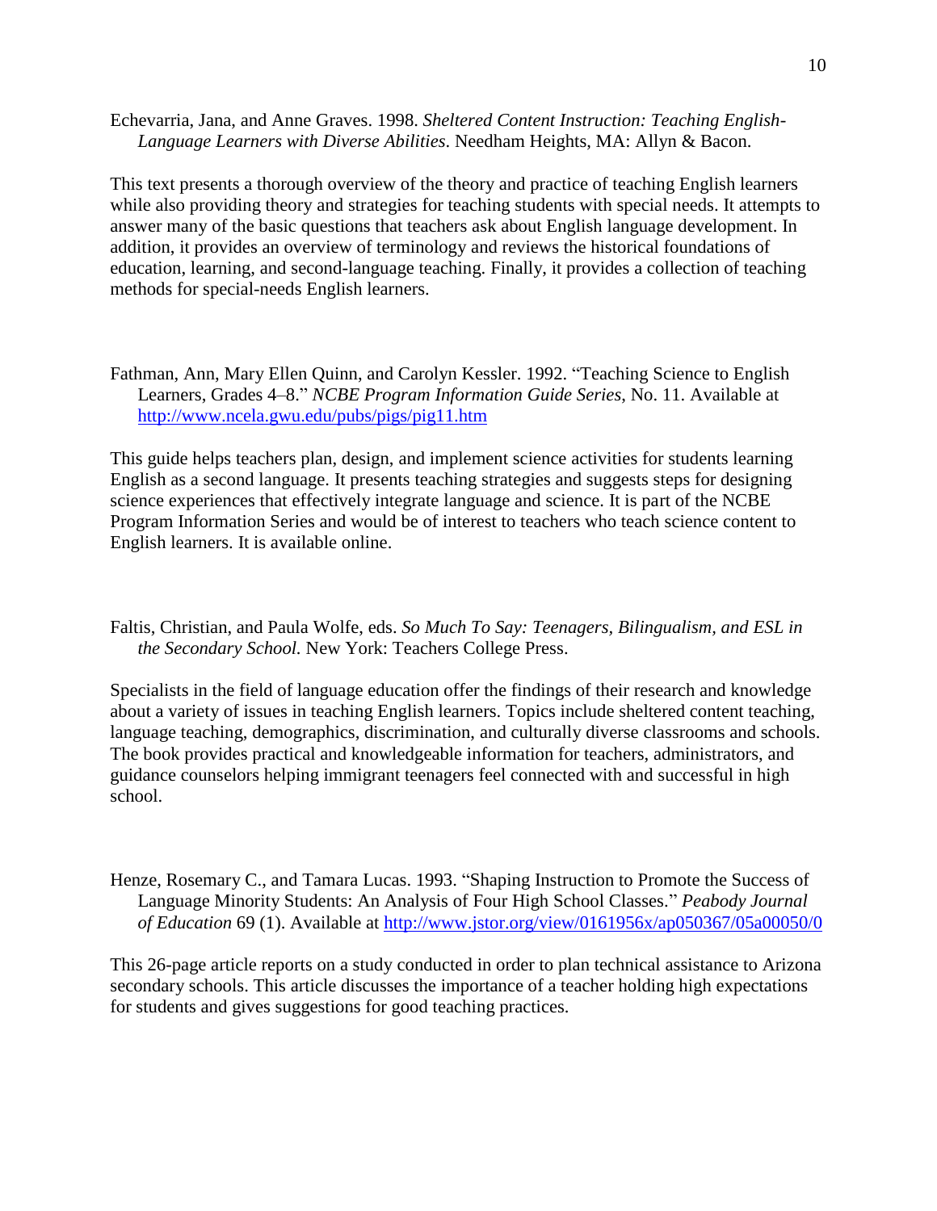Echevarria, Jana, and Anne Graves. 1998. *Sheltered Content Instruction: Teaching English-Language Learners with Diverse Abilities*. Needham Heights, MA: Allyn & Bacon.

This text presents a thorough overview of the theory and practice of teaching English learners while also providing theory and strategies for teaching students with special needs. It attempts to answer many of the basic questions that teachers ask about English language development. In addition, it provides an overview of terminology and reviews the historical foundations of education, learning, and second-language teaching. Finally, it provides a collection of teaching methods for special-needs English learners.

Fathman, Ann, Mary Ellen Quinn, and Carolyn Kessler. 1992. "Teaching Science to English Learners, Grades 4–8." *NCBE Program Information Guide Series*, No. 11. Available at [http://www.ncela.gwu.edu/pubs/pigs/pig11.htm](http://www.ncela.gwu.edu/pubs/pigs/pig11.htm)

This guide helps teachers plan, design, and implement science activities for students learning English as a second language. It presents teaching strategies and suggests steps for designing science experiences that effectively integrate language and science. It is part of the NCBE Program Information Series and would be of interest to teachers who teach science content to English learners. It is available online.

Faltis, Christian, and Paula Wolfe, eds. *So Much To Say: Teenagers, Bilingualism, and ESL in the Secondary School.* New York: Teachers College Press.

Specialists in the field of language education offer the findings of their research and knowledge about a variety of issues in teaching English learners. Topics include sheltered content teaching, language teaching, demographics, discrimination, and culturally diverse classrooms and schools. The book provides practical and knowledgeable information for teachers, administrators, and guidance counselors helping immigrant teenagers feel connected with and successful in high school.

Henze, Rosemary C., and Tamara Lucas. 1993. "Shaping Instruction to Promote the Success of Language Minority Students: An Analysis of Four High School Classes." *Peabody Journal of Education* 69 (1). Available at [http://www.jstor.org/view/0161956x/ap050367/05a00050/0](http://www.jstor.org/view/0161956x/ap050367/05a00050/0)

This 26-page article reports on a study conducted in order to plan technical assistance to Arizona secondary schools. This article discusses the importance of a teacher holding high expectations for students and gives suggestions for good teaching practices.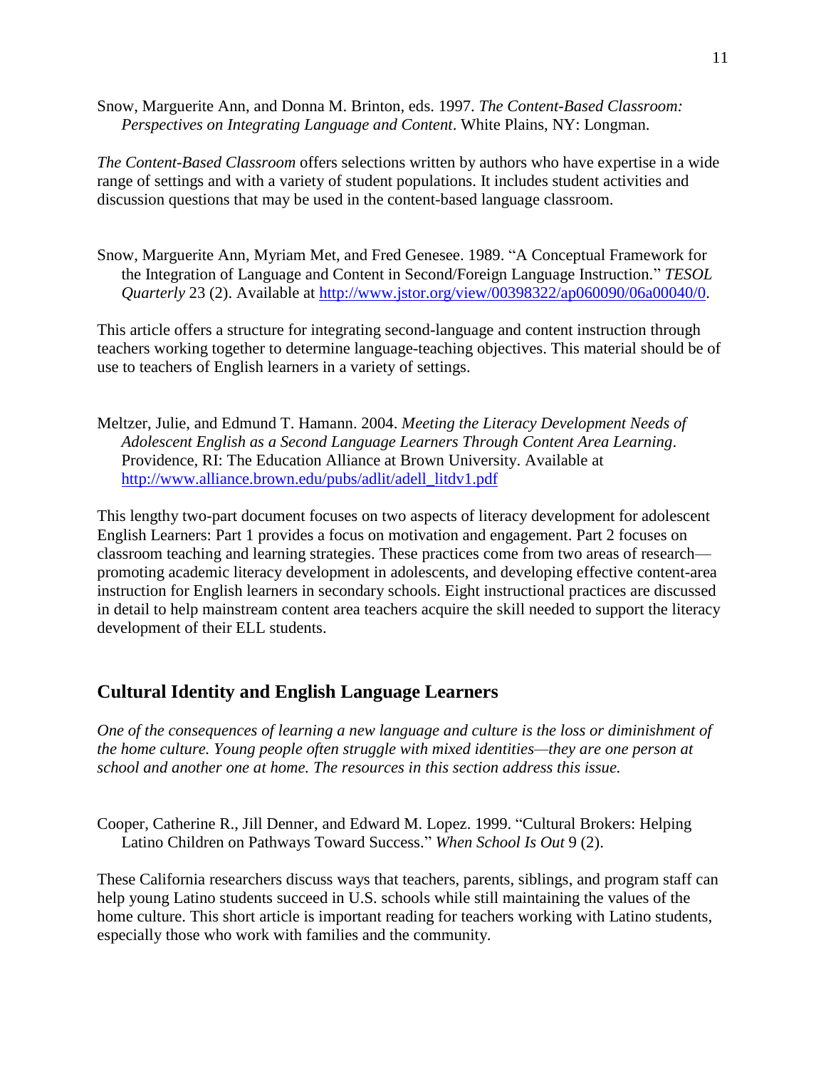Snow, Marguerite Ann, and Donna M. Brinton, eds. 1997. *The Content-Based Classroom: Perspectives on Integrating Language and Content*. White Plains, NY: Longman.

*The Content-Based Classroom* offers selections written by authors who have expertise in a wide range of settings and with a variety of student populations. It includes student activities and discussion questions that may be used in the content-based language classroom.

Snow, Marguerite Ann, Myriam Met, and Fred Genesee. 1989. "A Conceptual Framework for the Integration of Language and Content in Second/Foreign Language Instruction." *TESOL Quarterly* 23 (2). Available at [http://www.jstor.org/view/00398322/ap060090/06a00040/0](http://www.jstor.org/view/00398322/ap060090/06a00040/0).

This article offers a structure for integrating second-language and content instruction through teachers working together to determine language-teaching objectives. This material should be of use to teachers of English learners in a variety of settings.

Meltzer, Julie, and Edmund T. Hamann. 2004. *Meeting the Literacy Development Needs of Adolescent English as a Second Language Learners Through Content Area Learning*. Providence, RI: The Education Alliance at Brown University. Available at [http://www.alliance.brown.edu/pubs/adlit/adell_litdv1.pdf](http://www.alliance.brown.edu/pubs/adlit/adell_litdv1.pdf)

This lengthy two-part document focuses on two aspects of literacy development for adolescent English Learners: Part 1 provides a focus on motivation and engagement. Part 2 focuses on classroom teaching and learning strategies. These practices come from two areas of research—promoting academic literacy development in adolescents, and developing effective content-area instruction for English learners in secondary schools. Eight instructional practices are discussed in detail to help mainstream content area teachers acquire the skill needed to support the literacy development of their ELL students.

## Cultural Identity and English Language Learners

*One of the consequences of learning a new language and culture is the loss or diminishment of the home culture. Young people often struggle with mixed identities—they are one person at school and another one at home. The resources in this section address this issue.*

Cooper, Catherine R., Jill Denner, and Edward M. Lopez. 1999. "Cultural Brokers: Helping Latino Children on Pathways Toward Success." *When School Is Out* 9 (2).

These California researchers discuss ways that teachers, parents, siblings, and program staff can help young Latino students succeed in U.S. schools while still maintaining the values of the home culture. This short article is important reading for teachers working with Latino students, especially those who work with families and the community.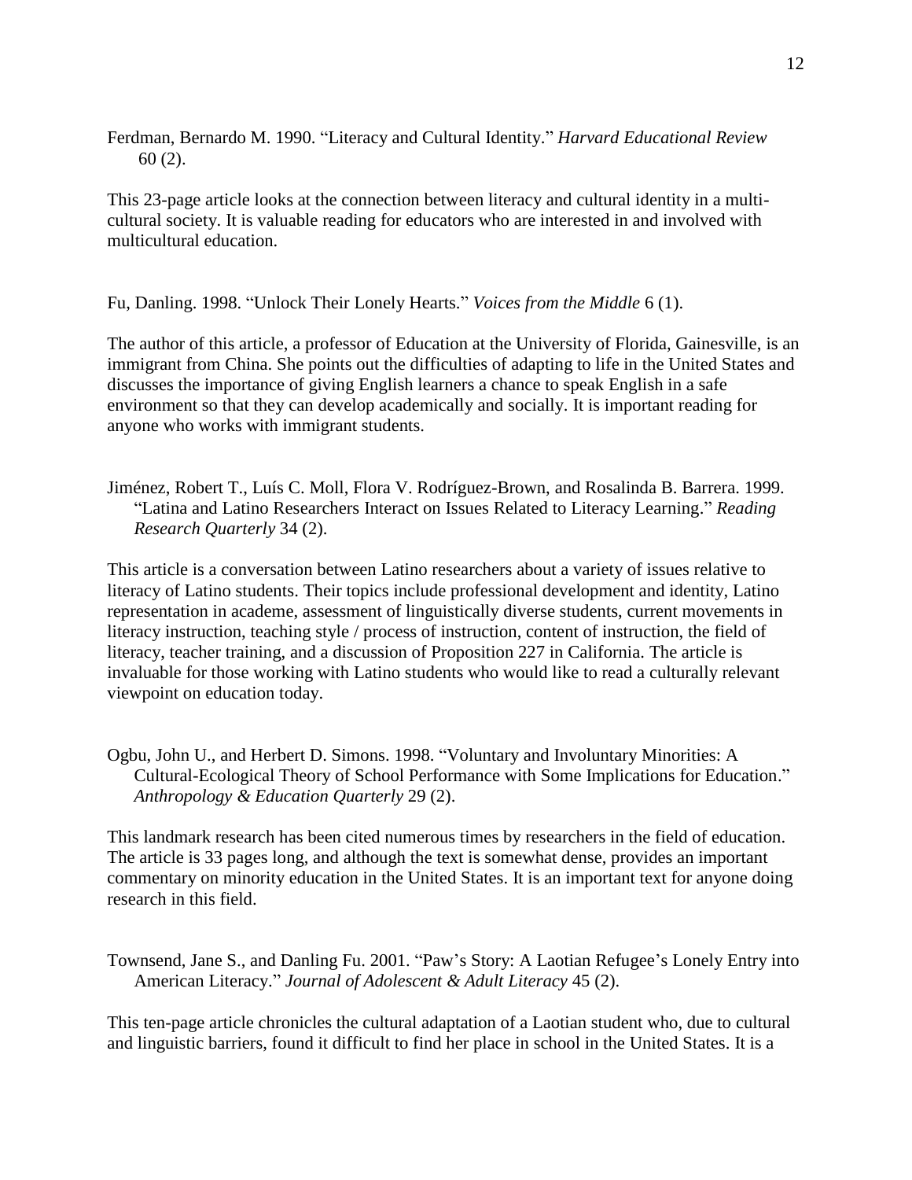Ferdman, Bernardo M. 1990. "Literacy and Cultural Identity." *Harvard Educational Review* 60 (2).

This 23-page article looks at the connection between literacy and cultural identity in a multi-cultural society. It is valuable reading for educators who are interested in and involved with multicultural education.

Fu, Danling. 1998. "Unlock Their Lonely Hearts." *Voices from the Middle* 6 (1).

The author of this article, a professor of Education at the University of Florida, Gainesville, is an immigrant from China. She points out the difficulties of adapting to life in the United States and discusses the importance of giving English learners a chance to speak English in a safe environment so that they can develop academically and socially. It is important reading for anyone who works with immigrant students.

Jiménez, Robert T., Luís C. Moll, Flora V. Rodríguez-Brown, and Rosalinda B. Barrera. 1999. "Latina and Latino Researchers Interact on Issues Related to Literacy Learning." *Reading Research Quarterly* 34 (2).

This article is a conversation between Latino researchers about a variety of issues relative to literacy of Latino students. Their topics include professional development and identity, Latino representation in academe, assessment of linguistically diverse students, current movements in literacy instruction, teaching style / process of instruction, content of instruction, the field of literacy, teacher training, and a discussion of Proposition 227 in California. The article is invaluable for those working with Latino students who would like to read a culturally relevant viewpoint on education today.

Ogbu, John U., and Herbert D. Simons. 1998. "Voluntary and Involuntary Minorities: A Cultural-Ecological Theory of School Performance with Some Implications for Education." *Anthropology & Education Quarterly* 29 (2).

This landmark research has been cited numerous times by researchers in the field of education. The article is 33 pages long, and although the text is somewhat dense, provides an important commentary on minority education in the United States. It is an important text for anyone doing research in this field.

Townsend, Jane S., and Danling Fu. 2001. "Paw's Story: A Laotian Refugee's Lonely Entry into American Literacy." *Journal of Adolescent & Adult Literacy* 45 (2).

This ten-page article chronicles the cultural adaptation of a Laotian student who, due to cultural and linguistic barriers, found it difficult to find her place in school in the United States. It is a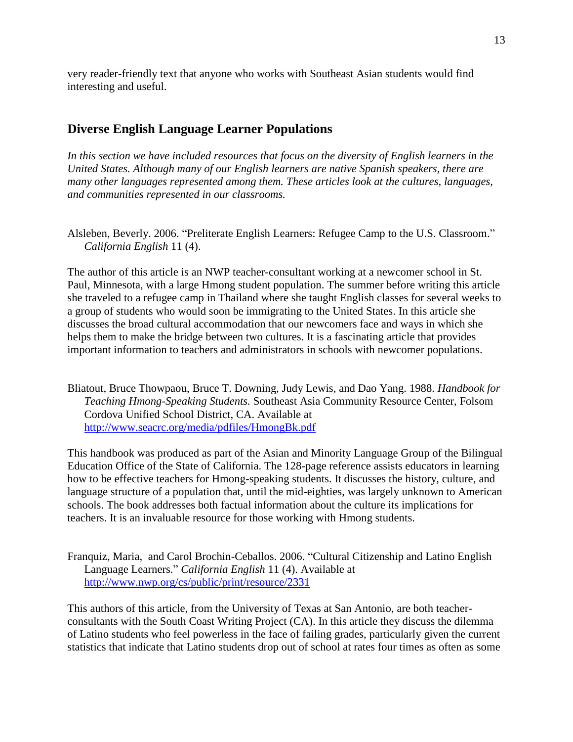very reader-friendly text that anyone who works with Southeast Asian students would find interesting and useful.

## Diverse English Language Learner Populations

*In this section we have included resources that focus on the diversity of English learners in the United States. Although many of our English learners are native Spanish speakers, there are many other languages represented among them. These articles look at the cultures, languages, and communities represented in our classrooms.*

Alsleben, Beverly. 2006. "Preliterate English Learners: Refugee Camp to the U.S. Classroom." *California English* 11 (4).

The author of this article is an NWP teacher-consultant working at a newcomer school in St. Paul, Minnesota, with a large Hmong student population. The summer before writing this article she traveled to a refugee camp in Thailand where she taught English classes for several weeks to a group of students who would soon be immigrating to the United States. In this article she discusses the broad cultural accommodation that our newcomers face and ways in which she helps them to make the bridge between two cultures. It is a fascinating article that provides important information to teachers and administrators in schools with newcomer populations.

Bliatout, Bruce Thowpaou, Bruce T. Downing, Judy Lewis, and Dao Yang. 1988. *Handbook for Teaching Hmong-Speaking Students.* Southeast Asia Community Resource Center, Folsom Cordova Unified School District, CA. Available at http://www.seacrc.org/media/pdfiles/HmongBk.pdf

This handbook was produced as part of the Asian and Minority Language Group of the Bilingual Education Office of the State of California. The 128-page reference assists educators in learning how to be effective teachers for Hmong-speaking students. It discusses the history, culture, and language structure of a population that, until the mid-eighties, was largely unknown to American schools. The book addresses both factual information about the culture its implications for teachers. It is an invaluable resource for those working with Hmong students.

Franquiz, Maria, and Carol Brochin-Ceballos. 2006. "Cultural Citizenship and Latino English Language Learners." *California English* 11 (4). Available at http://www.nwp.org/cs/public/print/resource/2331

This authors of this article, from the University of Texas at San Antonio, are both teacher-consultants with the South Coast Writing Project (CA). In this article they discuss the dilemma of Latino students who feel powerless in the face of failing grades, particularly given the current statistics that indicate that Latino students drop out of school at rates four times as often as some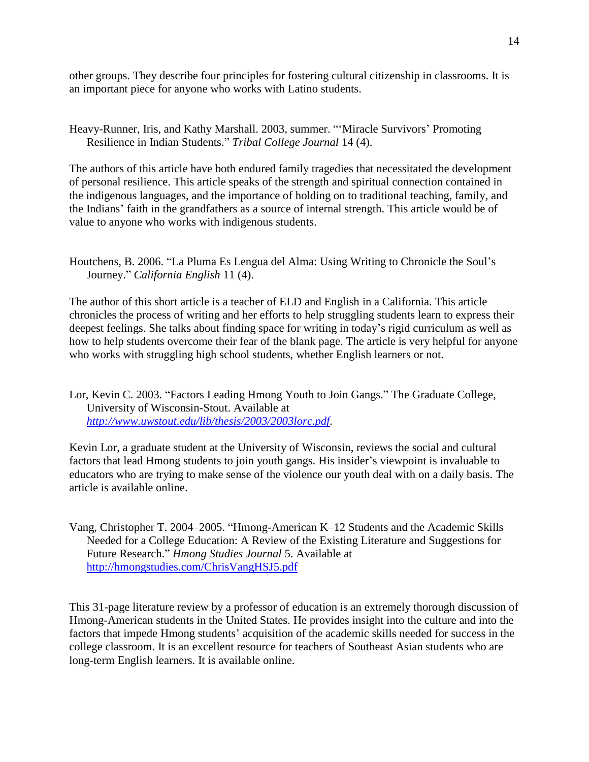other groups. They describe four principles for fostering cultural citizenship in classrooms. It is an important piece for anyone who works with Latino students.

Heavy-Runner, Iris, and Kathy Marshall. 2003, summer. "'Miracle Survivors' Promoting Resilience in Indian Students." *Tribal College Journal* 14 (4).

The authors of this article have both endured family tragedies that necessitated the development of personal resilience. This article speaks of the strength and spiritual connection contained in the indigenous languages, and the importance of holding on to traditional teaching, family, and the Indians' faith in the grandfathers as a source of internal strength. This article would be of value to anyone who works with indigenous students.

Houtchens, B. 2006. "La Pluma Es Lengua del Alma: Using Writing to Chronicle the Soul's Journey." *California English* 11 (4).

The author of this short article is a teacher of ELD and English in a California. This article chronicles the process of writing and her efforts to help struggling students learn to express their deepest feelings. She talks about finding space for writing in today's rigid curriculum as well as how to help students overcome their fear of the blank page. The article is very helpful for anyone who works with struggling high school students, whether English learners or not.

Lor, Kevin C. 2003. "Factors Leading Hmong Youth to Join Gangs." The Graduate College, University of Wisconsin-Stout. Available at *http://www.uwstout.edu/lib/thesis/2003/2003lorc.pdf*.

Kevin Lor, a graduate student at the University of Wisconsin, reviews the social and cultural factors that lead Hmong students to join youth gangs. His insider's viewpoint is invaluable to educators who are trying to make sense of the violence our youth deal with on a daily basis. The article is available online.

Vang, Christopher T. 2004–2005. "Hmong-American K–12 Students and the Academic Skills Needed for a College Education: A Review of the Existing Literature and Suggestions for Future Research." *Hmong Studies Journal* 5. Available at http://hmongstudies.com/ChrisVangHSJ5.pdf

This 31-page literature review by a professor of education is an extremely thorough discussion of Hmong-American students in the United States. He provides insight into the culture and into the factors that impede Hmong students' acquisition of the academic skills needed for success in the college classroom. It is an excellent resource for teachers of Southeast Asian students who are long-term English learners. It is available online.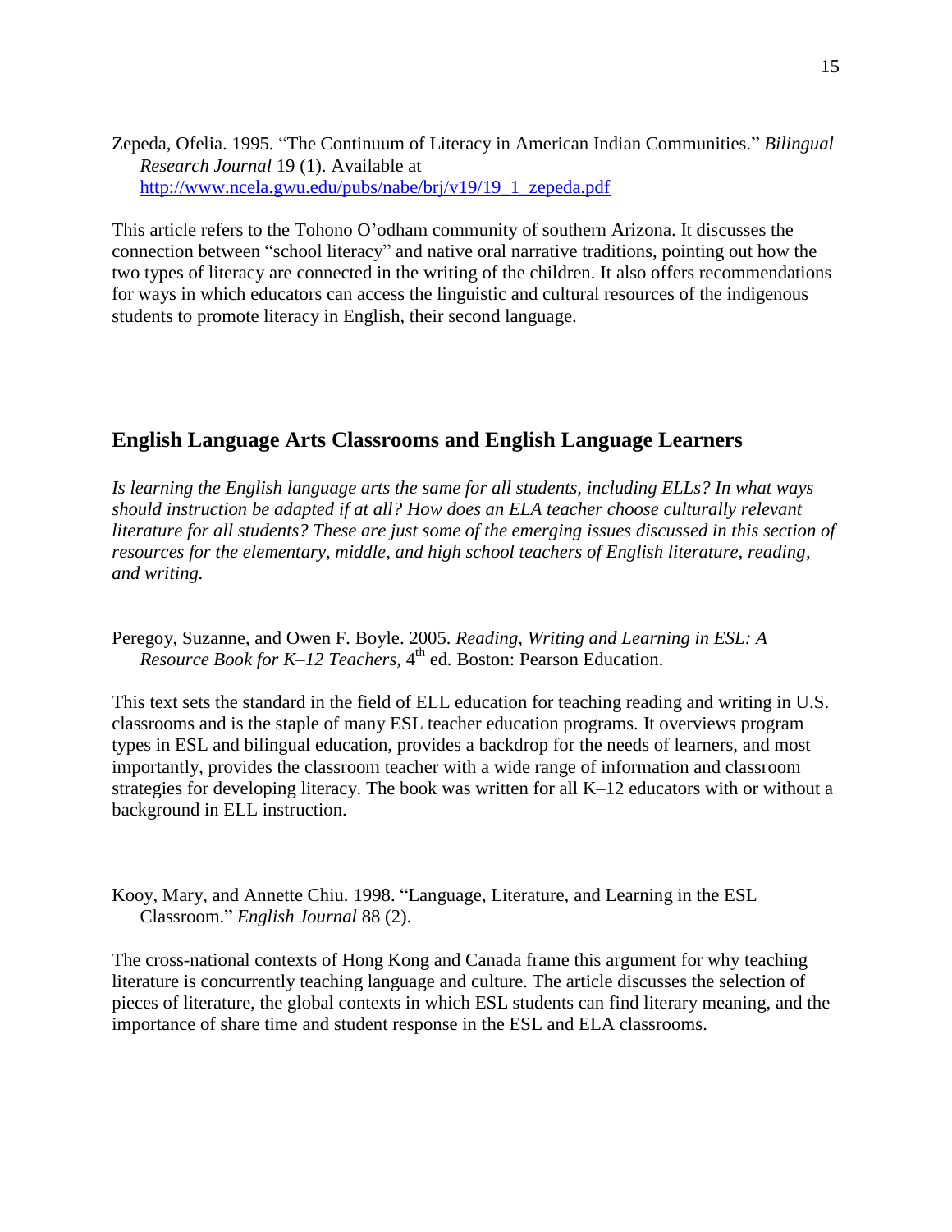Zepeda, Ofelia. 1995. "The Continuum of Literacy in American Indian Communities." *Bilingual Research Journal* 19 (1). Available at http://www.ncela.gwu.edu/pubs/nabe/brj/v19/19_1_zepeda.pdf

This article refers to the Tohono O'odham community of southern Arizona. It discusses the connection between "school literacy" and native oral narrative traditions, pointing out how the two types of literacy are connected in the writing of the children. It also offers recommendations for ways in which educators can access the linguistic and cultural resources of the indigenous students to promote literacy in English, their second language.

## English Language Arts Classrooms and English Language Learners

*Is learning the English language arts the same for all students, including ELLs? In what ways should instruction be adapted if at all? How does an ELA teacher choose culturally relevant literature for all students? These are just some of the emerging issues discussed in this section of resources for the elementary, middle, and high school teachers of English literature, reading, and writing.*

Peregoy, Suzanne, and Owen F. Boyle. 2005. *Reading, Writing and Learning in ESL: A Resource Book for K–12 Teachers*, 4th ed. Boston: Pearson Education.

This text sets the standard in the field of ELL education for teaching reading and writing in U.S. classrooms and is the staple of many ESL teacher education programs. It overviews program types in ESL and bilingual education, provides a backdrop for the needs of learners, and most importantly, provides the classroom teacher with a wide range of information and classroom strategies for developing literacy. The book was written for all K–12 educators with or without a background in ELL instruction.

Kooy, Mary, and Annette Chiu. 1998. "Language, Literature, and Learning in the ESL Classroom." *English Journal* 88 (2).

The cross-national contexts of Hong Kong and Canada frame this argument for why teaching literature is concurrently teaching language and culture. The article discusses the selection of pieces of literature, the global contexts in which ESL students can find literary meaning, and the importance of share time and student response in the ESL and ELA classrooms.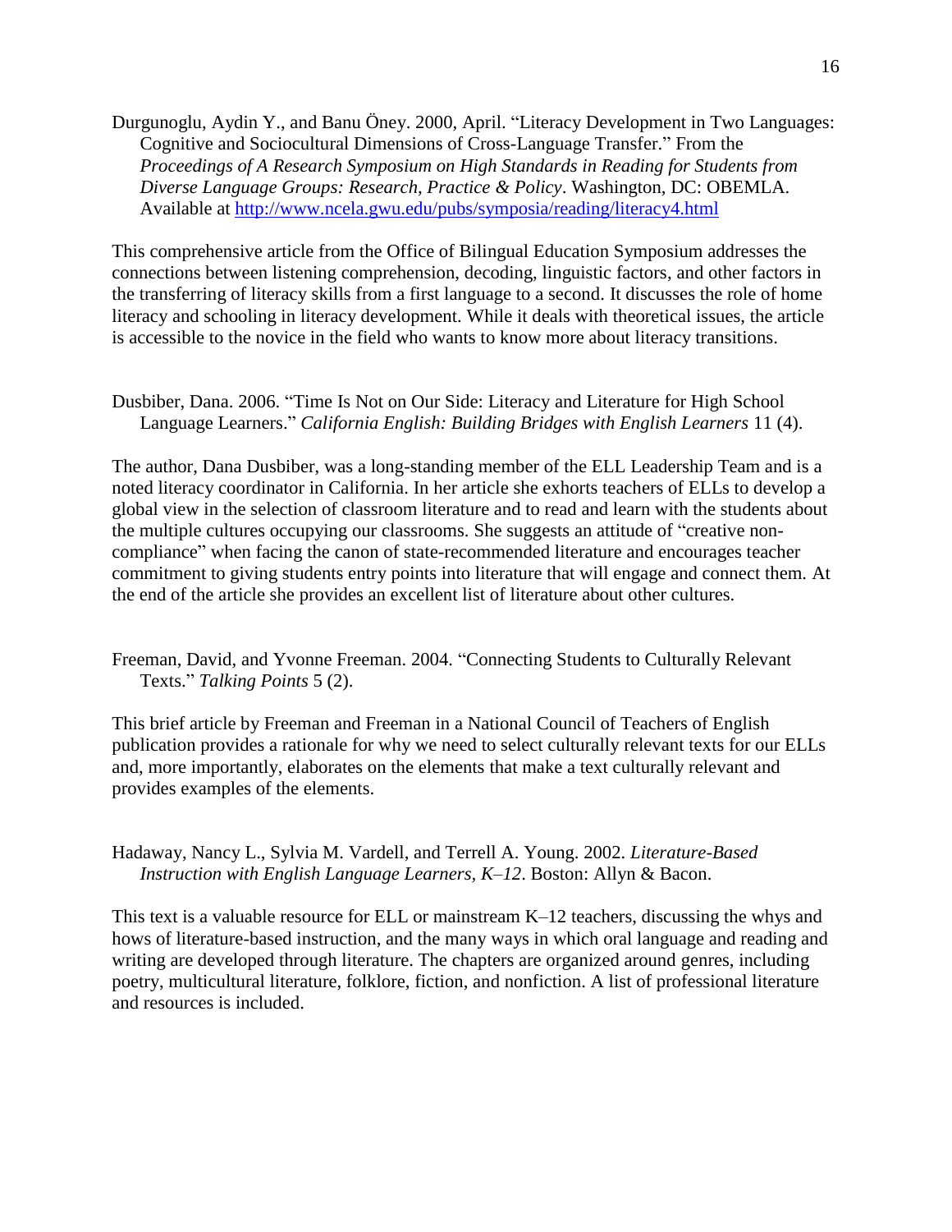Durgunoglu, Aydin Y., and Banu Öney. 2000, April. "Literacy Development in Two Languages: Cognitive and Sociocultural Dimensions of Cross-Language Transfer." From the *Proceedings of A Research Symposium on High Standards in Reading for Students from Diverse Language Groups: Research, Practice & Policy*. Washington, DC: OBEMLA. Available at http://www.ncela.gwu.edu/pubs/symposia/reading/literacy4.html

This comprehensive article from the Office of Bilingual Education Symposium addresses the connections between listening comprehension, decoding, linguistic factors, and other factors in the transferring of literacy skills from a first language to a second. It discusses the role of home literacy and schooling in literacy development. While it deals with theoretical issues, the article is accessible to the novice in the field who wants to know more about literacy transitions.

Dusbiber, Dana. 2006. "Time Is Not on Our Side: Literacy and Literature for High School Language Learners." *California English: Building Bridges with English Learners* 11 (4).

The author, Dana Dusbiber, was a long-standing member of the ELL Leadership Team and is a noted literacy coordinator in California. In her article she exhorts teachers of ELLs to develop a global view in the selection of classroom literature and to read and learn with the students about the multiple cultures occupying our classrooms. She suggests an attitude of "creative non-compliance" when facing the canon of state-recommended literature and encourages teacher commitment to giving students entry points into literature that will engage and connect them. At the end of the article she provides an excellent list of literature about other cultures.

Freeman, David, and Yvonne Freeman. 2004. "Connecting Students to Culturally Relevant Texts." *Talking Points* 5 (2).

This brief article by Freeman and Freeman in a National Council of Teachers of English publication provides a rationale for why we need to select culturally relevant texts for our ELLs and, more importantly, elaborates on the elements that make a text culturally relevant and provides examples of the elements.

Hadaway, Nancy L., Sylvia M. Vardell, and Terrell A. Young. 2002. *Literature-Based Instruction with English Language Learners, K–12*. Boston: Allyn & Bacon.

This text is a valuable resource for ELL or mainstream K–12 teachers, discussing the whys and hows of literature-based instruction, and the many ways in which oral language and reading and writing are developed through literature. The chapters are organized around genres, including poetry, multicultural literature, folklore, fiction, and nonfiction. A list of professional literature and resources is included.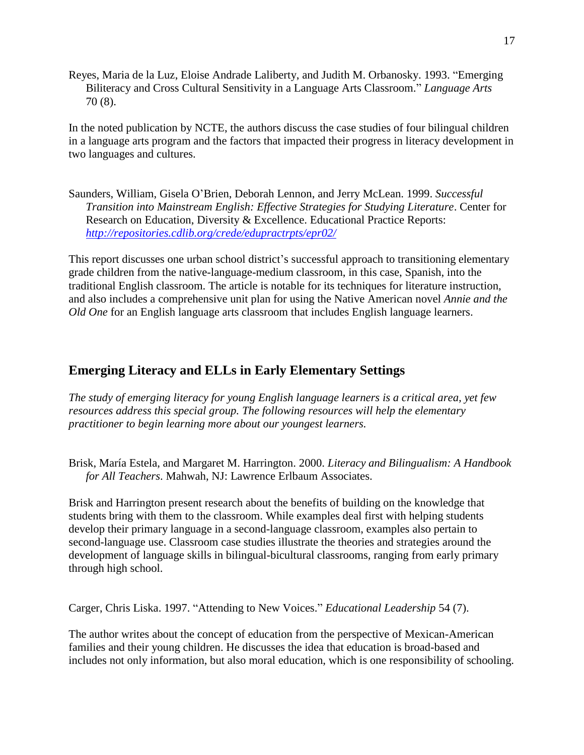Reyes, Maria de la Luz, Eloise Andrade Laliberty, and Judith M. Orbanosky. 1993. "Emerging Biliteracy and Cross Cultural Sensitivity in a Language Arts Classroom." *Language Arts* 70 (8).

In the noted publication by NCTE, the authors discuss the case studies of four bilingual children in a language arts program and the factors that impacted their progress in literacy development in two languages and cultures.

Saunders, William, Gisela O'Brien, Deborah Lennon, and Jerry McLean. 1999. *Successful Transition into Mainstream English: Effective Strategies for Studying Literature*. Center for Research on Education, Diversity & Excellence. Educational Practice Reports: *http://repositories.cdlib.org/crede/edupractrpts/epr02/*

This report discusses one urban school district's successful approach to transitioning elementary grade children from the native-language-medium classroom, in this case, Spanish, into the traditional English classroom. The article is notable for its techniques for literature instruction, and also includes a comprehensive unit plan for using the Native American novel *Annie and the Old One* for an English language arts classroom that includes English language learners.

## Emerging Literacy and ELLs in Early Elementary Settings

*The study of emerging literacy for young English language learners is a critical area, yet few resources address this special group. The following resources will help the elementary practitioner to begin learning more about our youngest learners.*

Brisk, María Estela, and Margaret M. Harrington. 2000. *Literacy and Bilingualism: A Handbook for All Teachers*. Mahwah, NJ: Lawrence Erlbaum Associates.

Brisk and Harrington present research about the benefits of building on the knowledge that students bring with them to the classroom. While examples deal first with helping students develop their primary language in a second-language classroom, examples also pertain to second-language use. Classroom case studies illustrate the theories and strategies around the development of language skills in bilingual-bicultural classrooms, ranging from early primary through high school.

Carger, Chris Liska. 1997. "Attending to New Voices." *Educational Leadership* 54 (7).

The author writes about the concept of education from the perspective of Mexican-American families and their young children. He discusses the idea that education is broad-based and includes not only information, but also moral education, which is one responsibility of schooling.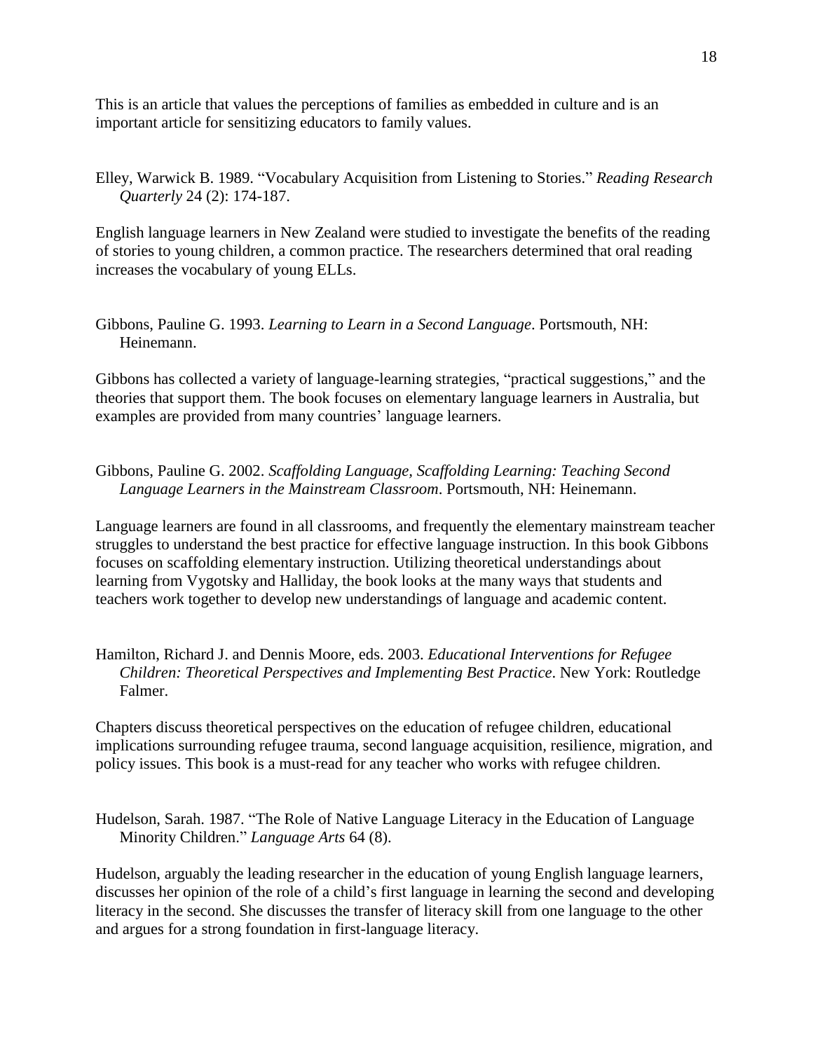This is an article that values the perceptions of families as embedded in culture and is an important article for sensitizing educators to family values.

Elley, Warwick B. 1989. "Vocabulary Acquisition from Listening to Stories." *Reading Research Quarterly* 24 (2): 174-187.

English language learners in New Zealand were studied to investigate the benefits of the reading of stories to young children, a common practice. The researchers determined that oral reading increases the vocabulary of young ELLs.

Gibbons, Pauline G. 1993. *Learning to Learn in a Second Language*. Portsmouth, NH: Heinemann.

Gibbons has collected a variety of language-learning strategies, "practical suggestions," and the theories that support them. The book focuses on elementary language learners in Australia, but examples are provided from many countries' language learners.

Gibbons, Pauline G. 2002. *Scaffolding Language, Scaffolding Learning: Teaching Second Language Learners in the Mainstream Classroom*. Portsmouth, NH: Heinemann.

Language learners are found in all classrooms, and frequently the elementary mainstream teacher struggles to understand the best practice for effective language instruction. In this book Gibbons focuses on scaffolding elementary instruction. Utilizing theoretical understandings about learning from Vygotsky and Halliday, the book looks at the many ways that students and teachers work together to develop new understandings of language and academic content.

Hamilton, Richard J. and Dennis Moore, eds. 2003. *Educational Interventions for Refugee Children: Theoretical Perspectives and Implementing Best Practice*. New York: Routledge Falmer.

Chapters discuss theoretical perspectives on the education of refugee children, educational implications surrounding refugee trauma, second language acquisition, resilience, migration, and policy issues. This book is a must-read for any teacher who works with refugee children.

Hudelson, Sarah. 1987. "The Role of Native Language Literacy in the Education of Language Minority Children." *Language Arts* 64 (8).

Hudelson, arguably the leading researcher in the education of young English language learners, discusses her opinion of the role of a child's first language in learning the second and developing literacy in the second. She discusses the transfer of literacy skill from one language to the other and argues for a strong foundation in first-language literacy.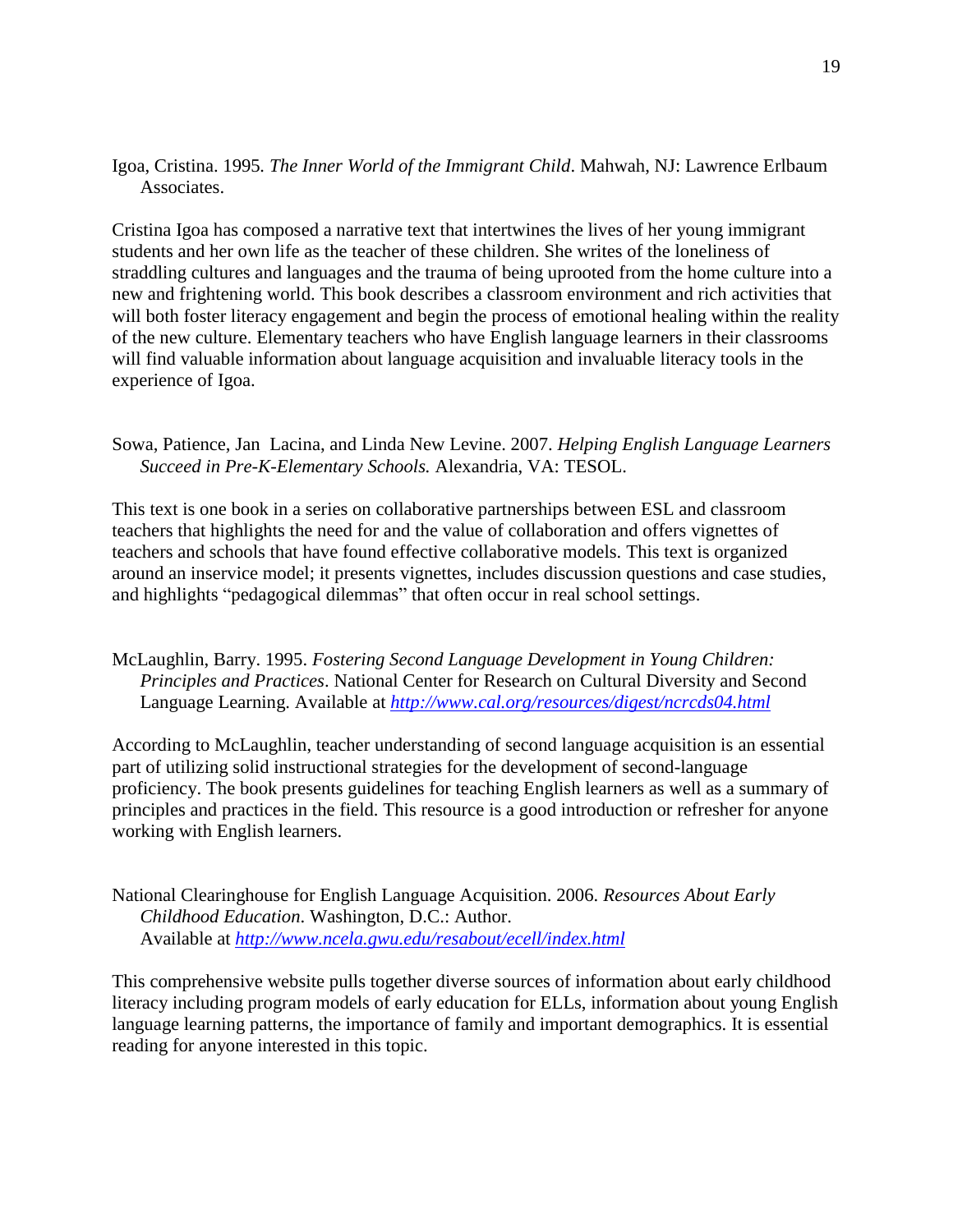Igoa, Cristina. 1995. *The Inner World of the Immigrant Child*. Mahwah, NJ: Lawrence Erlbaum Associates.

Cristina Igoa has composed a narrative text that intertwines the lives of her young immigrant students and her own life as the teacher of these children. She writes of the loneliness of straddling cultures and languages and the trauma of being uprooted from the home culture into a new and frightening world. This book describes a classroom environment and rich activities that will both foster literacy engagement and begin the process of emotional healing within the reality of the new culture. Elementary teachers who have English language learners in their classrooms will find valuable information about language acquisition and invaluable literacy tools in the experience of Igoa.

Sowa, Patience, Jan Lacina, and Linda New Levine. 2007. *Helping English Language Learners Succeed in Pre-K-Elementary Schools.* Alexandria, VA: TESOL.

This text is one book in a series on collaborative partnerships between ESL and classroom teachers that highlights the need for and the value of collaboration and offers vignettes of teachers and schools that have found effective collaborative models. This text is organized around an inservice model; it presents vignettes, includes discussion questions and case studies, and highlights "pedagogical dilemmas" that often occur in real school settings.

McLaughlin, Barry. 1995. *Fostering Second Language Development in Young Children: Principles and Practices*. National Center for Research on Cultural Diversity and Second Language Learning. Available at *http://www.cal.org/resources/digest/ncrcds04.html*

According to McLaughlin, teacher understanding of second language acquisition is an essential part of utilizing solid instructional strategies for the development of second-language proficiency. The book presents guidelines for teaching English learners as well as a summary of principles and practices in the field. This resource is a good introduction or refresher for anyone working with English learners.

National Clearinghouse for English Language Acquisition. 2006. *Resources About Early Childhood Education*. Washington, D.C.: Author. Available at *http://www.ncela.gwu.edu/resabout/ecell/index.html*

This comprehensive website pulls together diverse sources of information about early childhood literacy including program models of early education for ELLs, information about young English language learning patterns, the importance of family and important demographics. It is essential reading for anyone interested in this topic.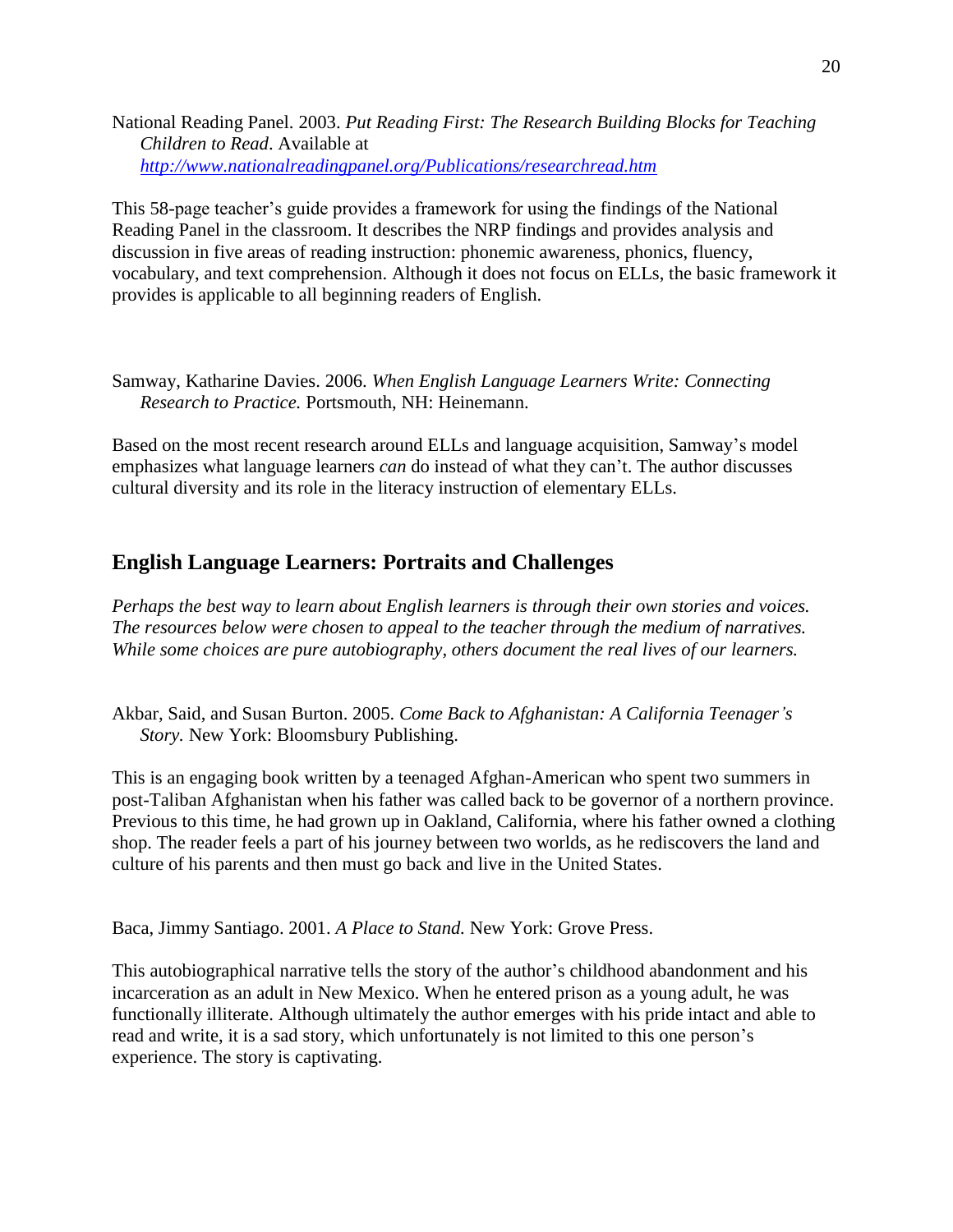National Reading Panel. 2003. *Put Reading First: The Research Building Blocks for Teaching Children to Read*. Available at *http://www.nationalreadingpanel.org/Publications/researchread.htm*

This 58-page teacher's guide provides a framework for using the findings of the National Reading Panel in the classroom. It describes the NRP findings and provides analysis and discussion in five areas of reading instruction: phonemic awareness, phonics, fluency, vocabulary, and text comprehension. Although it does not focus on ELLs, the basic framework it provides is applicable to all beginning readers of English.

Samway, Katharine Davies. 2006. *When English Language Learners Write: Connecting Research to Practice.* Portsmouth, NH: Heinemann.

Based on the most recent research around ELLs and language acquisition, Samway's model emphasizes what language learners *can* do instead of what they can't. The author discusses cultural diversity and its role in the literacy instruction of elementary ELLs.

## English Language Learners: Portraits and Challenges

*Perhaps the best way to learn about English learners is through their own stories and voices. The resources below were chosen to appeal to the teacher through the medium of narratives. While some choices are pure autobiography, others document the real lives of our learners.*

Akbar, Said, and Susan Burton. 2005. *Come Back to Afghanistan: A California Teenager's Story.* New York: Bloomsbury Publishing.

This is an engaging book written by a teenaged Afghan-American who spent two summers in post-Taliban Afghanistan when his father was called back to be governor of a northern province. Previous to this time, he had grown up in Oakland, California, where his father owned a clothing shop. The reader feels a part of his journey between two worlds, as he rediscovers the land and culture of his parents and then must go back and live in the United States.

Baca, Jimmy Santiago. 2001. *A Place to Stand.* New York: Grove Press.

This autobiographical narrative tells the story of the author's childhood abandonment and his incarceration as an adult in New Mexico. When he entered prison as a young adult, he was functionally illiterate. Although ultimately the author emerges with his pride intact and able to read and write, it is a sad story, which unfortunately is not limited to this one person's experience. The story is captivating.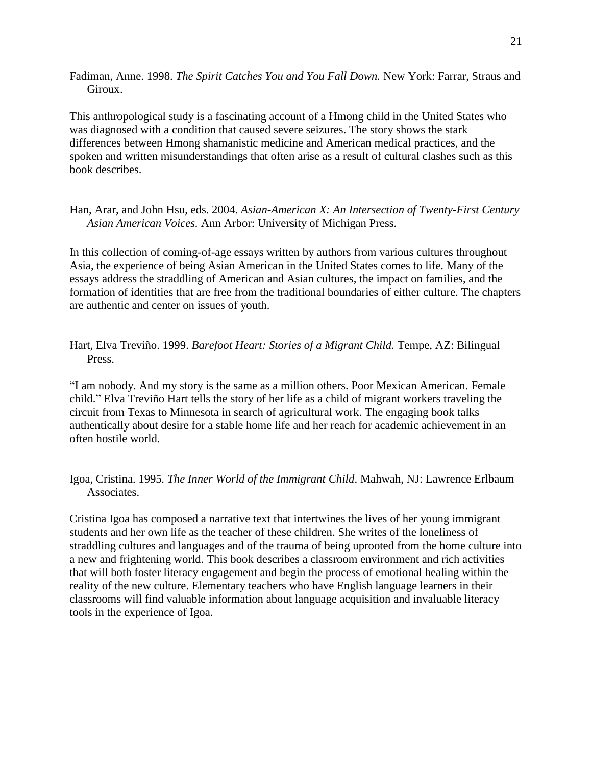Fadiman, Anne. 1998. *The Spirit Catches You and You Fall Down.* New York: Farrar, Straus and Giroux.

This anthropological study is a fascinating account of a Hmong child in the United States who was diagnosed with a condition that caused severe seizures. The story shows the stark differences between Hmong shamanistic medicine and American medical practices, and the spoken and written misunderstandings that often arise as a result of cultural clashes such as this book describes.

Han, Arar, and John Hsu, eds. 2004. *Asian-American X: An Intersection of Twenty-First Century Asian American Voices.* Ann Arbor: University of Michigan Press.

In this collection of coming-of-age essays written by authors from various cultures throughout Asia, the experience of being Asian American in the United States comes to life. Many of the essays address the straddling of American and Asian cultures, the impact on families, and the formation of identities that are free from the traditional boundaries of either culture. The chapters are authentic and center on issues of youth.

Hart, Elva Treviño. 1999. *Barefoot Heart: Stories of a Migrant Child.* Tempe, AZ: Bilingual Press.

"I am nobody. And my story is the same as a million others. Poor Mexican American. Female child." Elva Treviño Hart tells the story of her life as a child of migrant workers traveling the circuit from Texas to Minnesota in search of agricultural work. The engaging book talks authentically about desire for a stable home life and her reach for academic achievement in an often hostile world.

Igoa, Cristina. 1995. *The Inner World of the Immigrant Child*. Mahwah, NJ: Lawrence Erlbaum Associates.

Cristina Igoa has composed a narrative text that intertwines the lives of her young immigrant students and her own life as the teacher of these children. She writes of the loneliness of straddling cultures and languages and of the trauma of being uprooted from the home culture into a new and frightening world. This book describes a classroom environment and rich activities that will both foster literacy engagement and begin the process of emotional healing within the reality of the new culture. Elementary teachers who have English language learners in their classrooms will find valuable information about language acquisition and invaluable literacy tools in the experience of Igoa.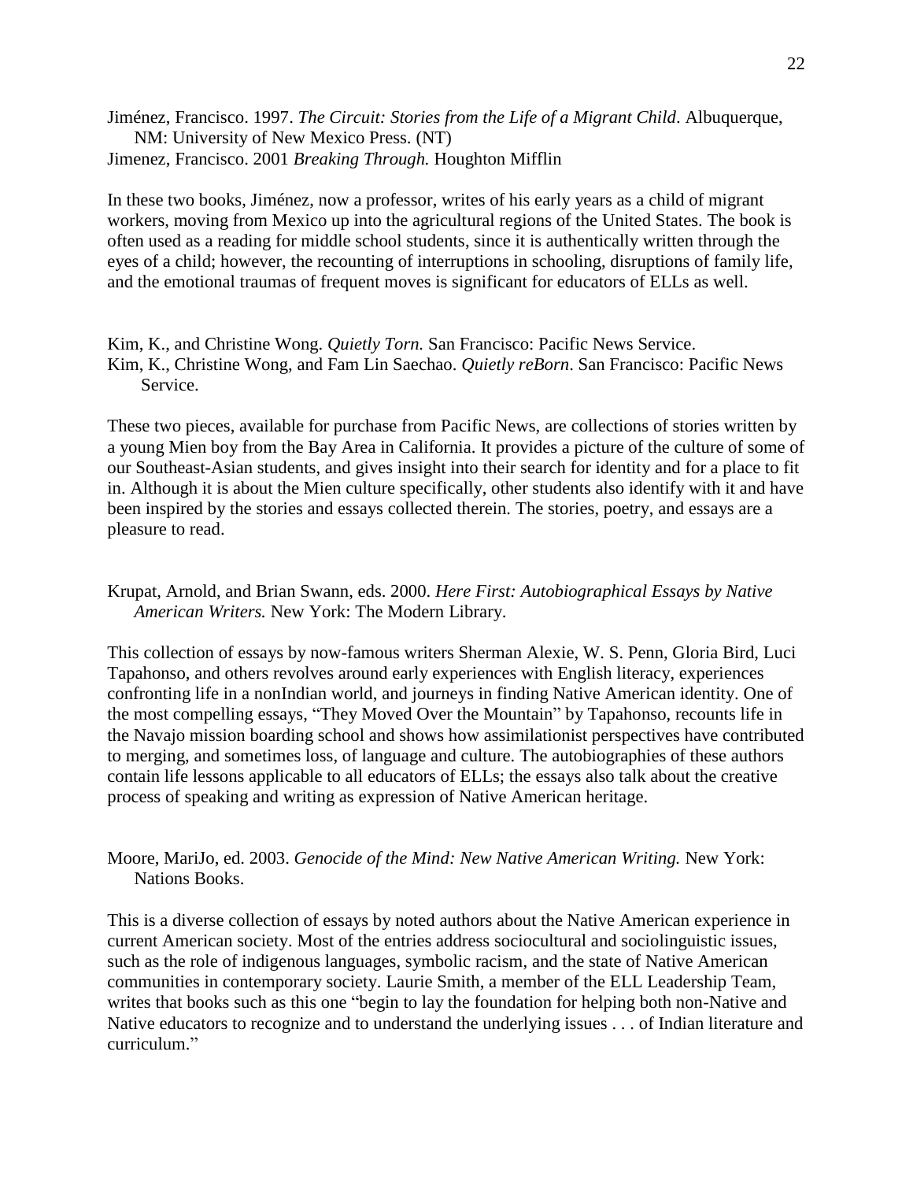Jiménez, Francisco. 1997. *The Circuit: Stories from the Life of a Migrant Child*. Albuquerque, NM: University of New Mexico Press. (NT)
Jimenez, Francisco. 2001 *Breaking Through.* Houghton Mifflin

In these two books, Jiménez, now a professor, writes of his early years as a child of migrant workers, moving from Mexico up into the agricultural regions of the United States. The book is often used as a reading for middle school students, since it is authentically written through the eyes of a child; however, the recounting of interruptions in schooling, disruptions of family life, and the emotional traumas of frequent moves is significant for educators of ELLs as well.

Kim, K., and Christine Wong. *Quietly Torn.* San Francisco: Pacific News Service.
Kim, K., Christine Wong, and Fam Lin Saechao. *Quietly reBorn*. San Francisco: Pacific News Service.

These two pieces, available for purchase from Pacific News, are collections of stories written by a young Mien boy from the Bay Area in California. It provides a picture of the culture of some of our Southeast-Asian students, and gives insight into their search for identity and for a place to fit in. Although it is about the Mien culture specifically, other students also identify with it and have been inspired by the stories and essays collected therein. The stories, poetry, and essays are a pleasure to read.

Krupat, Arnold, and Brian Swann, eds. 2000. *Here First: Autobiographical Essays by Native American Writers.* New York: The Modern Library.

This collection of essays by now-famous writers Sherman Alexie, W. S. Penn, Gloria Bird, Luci Tapahonso, and others revolves around early experiences with English literacy, experiences confronting life in a nonIndian world, and journeys in finding Native American identity. One of the most compelling essays, "They Moved Over the Mountain" by Tapahonso, recounts life in the Navajo mission boarding school and shows how assimilationist perspectives have contributed to merging, and sometimes loss, of language and culture. The autobiographies of these authors contain life lessons applicable to all educators of ELLs; the essays also talk about the creative process of speaking and writing as expression of Native American heritage.

Moore, MariJo, ed. 2003. *Genocide of the Mind: New Native American Writing.* New York: Nations Books.

This is a diverse collection of essays by noted authors about the Native American experience in current American society. Most of the entries address sociocultural and sociolinguistic issues, such as the role of indigenous languages, symbolic racism, and the state of Native American communities in contemporary society. Laurie Smith, a member of the ELL Leadership Team, writes that books such as this one "begin to lay the foundation for helping both non-Native and Native educators to recognize and to understand the underlying issues . . . of Indian literature and curriculum."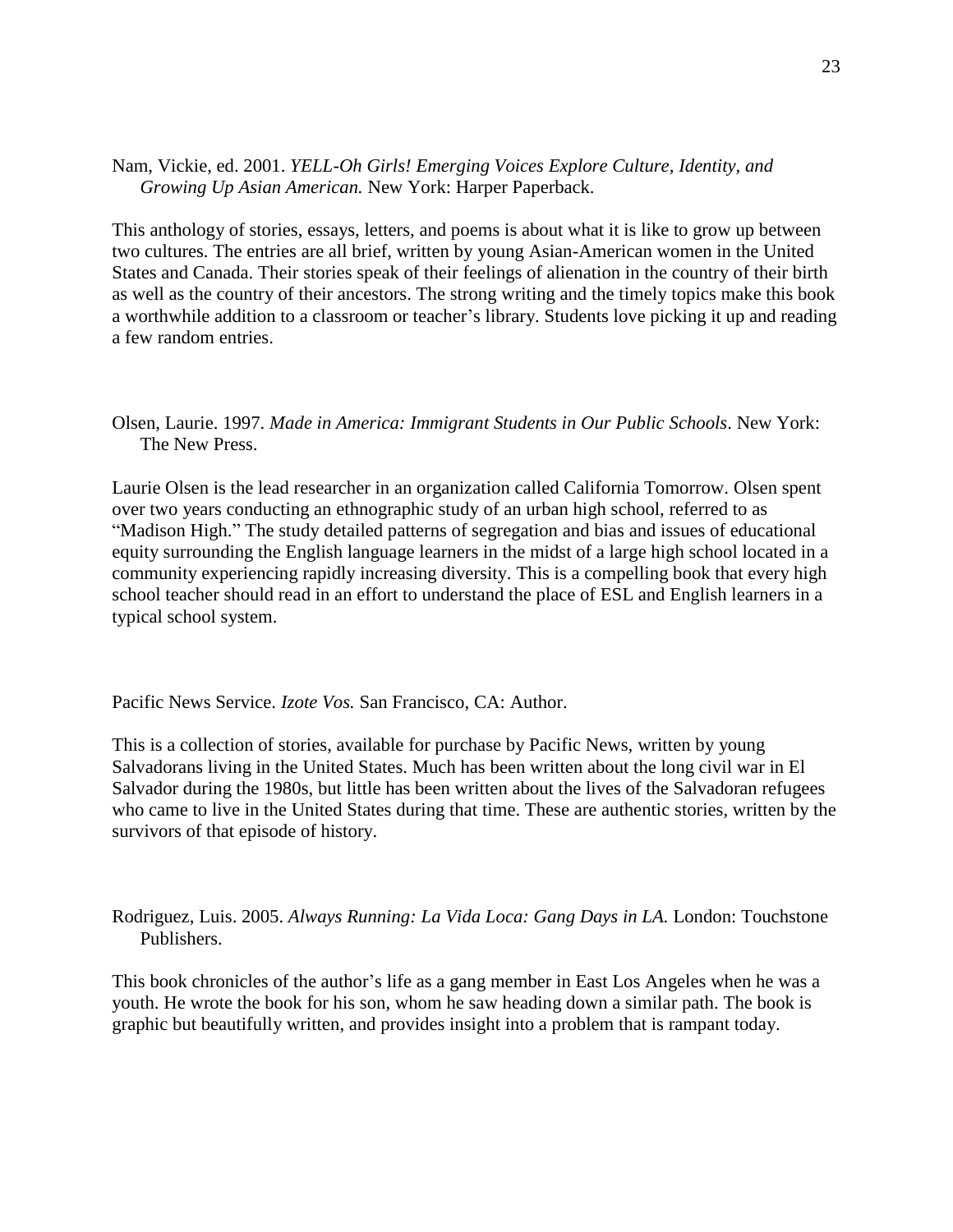Nam, Vickie, ed. 2001. *YELL-Oh Girls! Emerging Voices Explore Culture, Identity, and Growing Up Asian American.* New York: Harper Paperback.

This anthology of stories, essays, letters, and poems is about what it is like to grow up between two cultures. The entries are all brief, written by young Asian-American women in the United States and Canada. Their stories speak of their feelings of alienation in the country of their birth as well as the country of their ancestors. The strong writing and the timely topics make this book a worthwhile addition to a classroom or teacher's library. Students love picking it up and reading a few random entries.

Olsen, Laurie. 1997. *Made in America: Immigrant Students in Our Public Schools*. New York: The New Press.

Laurie Olsen is the lead researcher in an organization called California Tomorrow. Olsen spent over two years conducting an ethnographic study of an urban high school, referred to as "Madison High." The study detailed patterns of segregation and bias and issues of educational equity surrounding the English language learners in the midst of a large high school located in a community experiencing rapidly increasing diversity. This is a compelling book that every high school teacher should read in an effort to understand the place of ESL and English learners in a typical school system.

Pacific News Service. *Izote Vos.* San Francisco, CA: Author.

This is a collection of stories, available for purchase by Pacific News, written by young Salvadorans living in the United States. Much has been written about the long civil war in El Salvador during the 1980s, but little has been written about the lives of the Salvadoran refugees who came to live in the United States during that time. These are authentic stories, written by the survivors of that episode of history.

Rodriguez, Luis. 2005. *Always Running: La Vida Loca: Gang Days in LA.* London: Touchstone Publishers.

This book chronicles of the author's life as a gang member in East Los Angeles when he was a youth. He wrote the book for his son, whom he saw heading down a similar path. The book is graphic but beautifully written, and provides insight into a problem that is rampant today.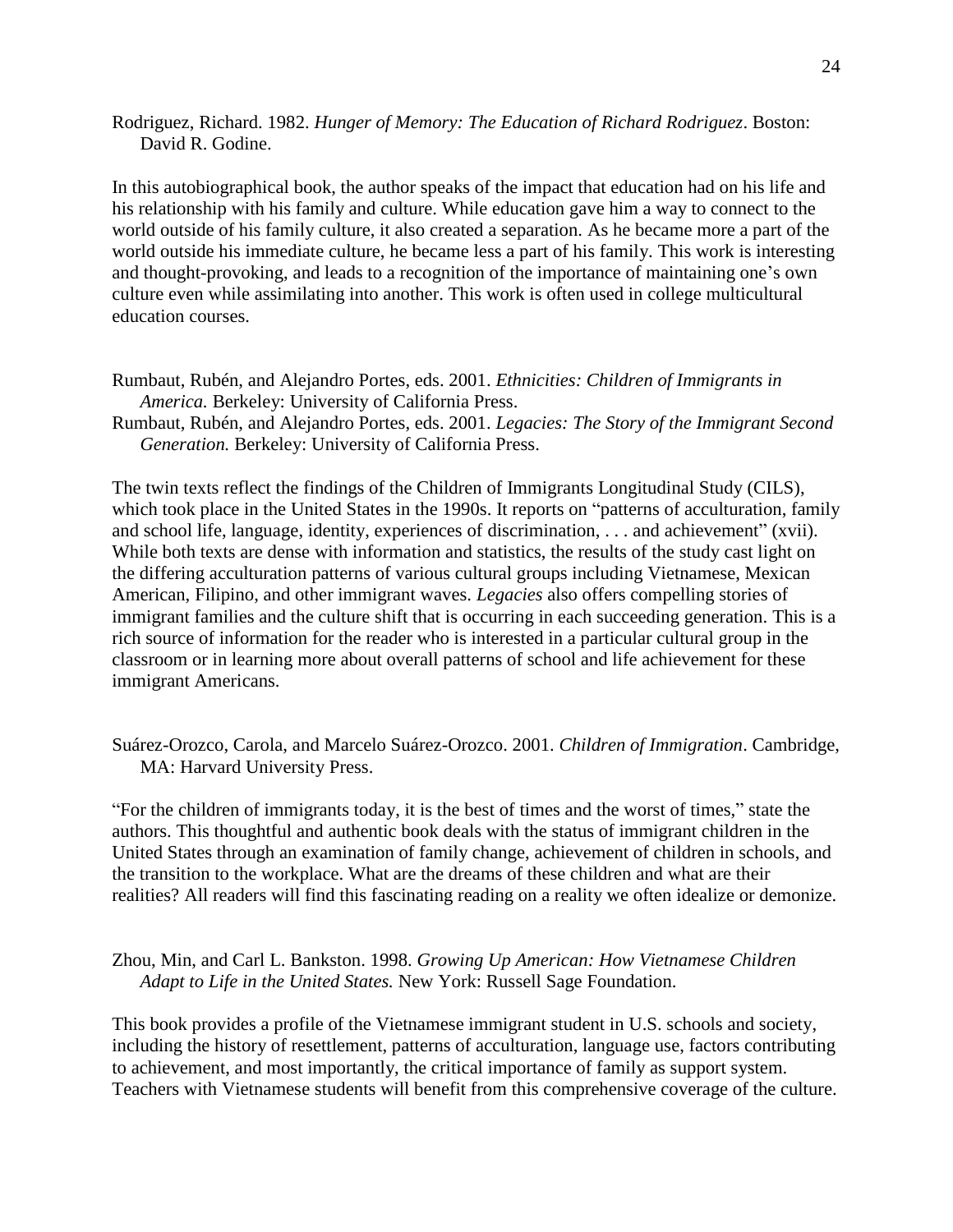Rodriguez, Richard. 1982. *Hunger of Memory: The Education of Richard Rodriguez*. Boston: David R. Godine.

In this autobiographical book, the author speaks of the impact that education had on his life and his relationship with his family and culture. While education gave him a way to connect to the world outside of his family culture, it also created a separation. As he became more a part of the world outside his immediate culture, he became less a part of his family. This work is interesting and thought-provoking, and leads to a recognition of the importance of maintaining one's own culture even while assimilating into another. This work is often used in college multicultural education courses.

Rumbaut, Rubén, and Alejandro Portes, eds. 2001. *Ethnicities: Children of Immigrants in America.* Berkeley: University of California Press.

Rumbaut, Rubén, and Alejandro Portes, eds. 2001. *Legacies: The Story of the Immigrant Second Generation.* Berkeley: University of California Press.

The twin texts reflect the findings of the Children of Immigrants Longitudinal Study (CILS), which took place in the United States in the 1990s. It reports on "patterns of acculturation, family and school life, language, identity, experiences of discrimination, . . . and achievement" (xvii). While both texts are dense with information and statistics, the results of the study cast light on the differing acculturation patterns of various cultural groups including Vietnamese, Mexican American, Filipino, and other immigrant waves. *Legacies* also offers compelling stories of immigrant families and the culture shift that is occurring in each succeeding generation. This is a rich source of information for the reader who is interested in a particular cultural group in the classroom or in learning more about overall patterns of school and life achievement for these immigrant Americans.

Suárez-Orozco, Carola, and Marcelo Suárez-Orozco. 2001. *Children of Immigration*. Cambridge, MA: Harvard University Press.

"For the children of immigrants today, it is the best of times and the worst of times," state the authors. This thoughtful and authentic book deals with the status of immigrant children in the United States through an examination of family change, achievement of children in schools, and the transition to the workplace. What are the dreams of these children and what are their realities? All readers will find this fascinating reading on a reality we often idealize or demonize.

Zhou, Min, and Carl L. Bankston. 1998. *Growing Up American: How Vietnamese Children Adapt to Life in the United States.* New York: Russell Sage Foundation.

This book provides a profile of the Vietnamese immigrant student in U.S. schools and society, including the history of resettlement, patterns of acculturation, language use, factors contributing to achievement, and most importantly, the critical importance of family as support system. Teachers with Vietnamese students will benefit from this comprehensive coverage of the culture.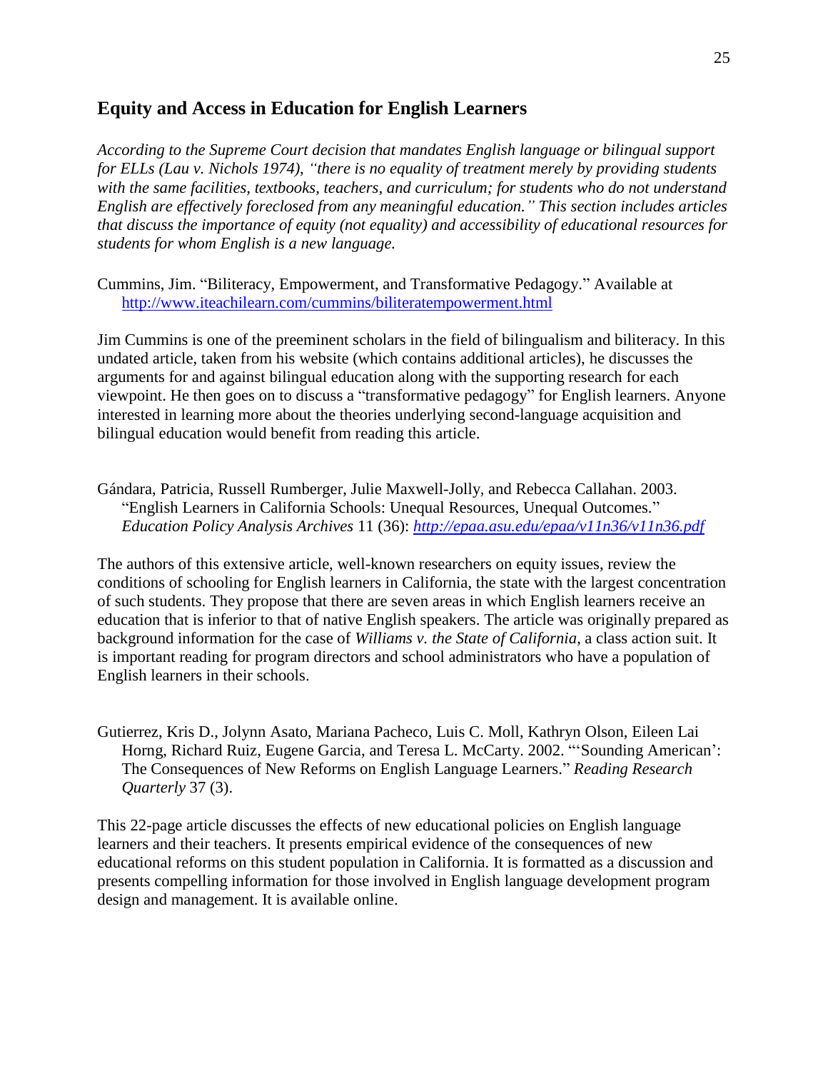## Equity and Access in Education for English Learners

*According to the Supreme Court decision that mandates English language or bilingual support for ELLs (Lau v. Nichols 1974), "there is no equality of treatment merely by providing students with the same facilities, textbooks, teachers, and curriculum; for students who do not understand English are effectively foreclosed from any meaningful education." This section includes articles that discuss the importance of equity (not equality) and accessibility of educational resources for students for whom English is a new language.*

Cummins, Jim. "Biliteracy, Empowerment, and Transformative Pedagogy." Available at http://www.iteachilearn.com/cummins/biliteratempowerment.html

Jim Cummins is one of the preeminent scholars in the field of bilingualism and biliteracy. In this undated article, taken from his website (which contains additional articles), he discusses the arguments for and against bilingual education along with the supporting research for each viewpoint. He then goes on to discuss a "transformative pedagogy" for English learners. Anyone interested in learning more about the theories underlying second-language acquisition and bilingual education would benefit from reading this article.

Gándara, Patricia, Russell Rumberger, Julie Maxwell-Jolly, and Rebecca Callahan. 2003. "English Learners in California Schools: Unequal Resources, Unequal Outcomes." *Education Policy Analysis Archives* 11 (36): *http://epaa.asu.edu/epaa/v11n36/v11n36.pdf*

The authors of this extensive article, well-known researchers on equity issues, review the conditions of schooling for English learners in California, the state with the largest concentration of such students. They propose that there are seven areas in which English learners receive an education that is inferior to that of native English speakers. The article was originally prepared as background information for the case of *Williams v. the State of California*, a class action suit. It is important reading for program directors and school administrators who have a population of English learners in their schools.

Gutierrez, Kris D., Jolynn Asato, Mariana Pacheco, Luis C. Moll, Kathryn Olson, Eileen Lai Horng, Richard Ruiz, Eugene Garcia, and Teresa L. McCarty. 2002. "'Sounding American': The Consequences of New Reforms on English Language Learners." *Reading Research Quarterly* 37 (3).

This 22-page article discusses the effects of new educational policies on English language learners and their teachers. It presents empirical evidence of the consequences of new educational reforms on this student population in California. It is formatted as a discussion and presents compelling information for those involved in English language development program design and management. It is available online.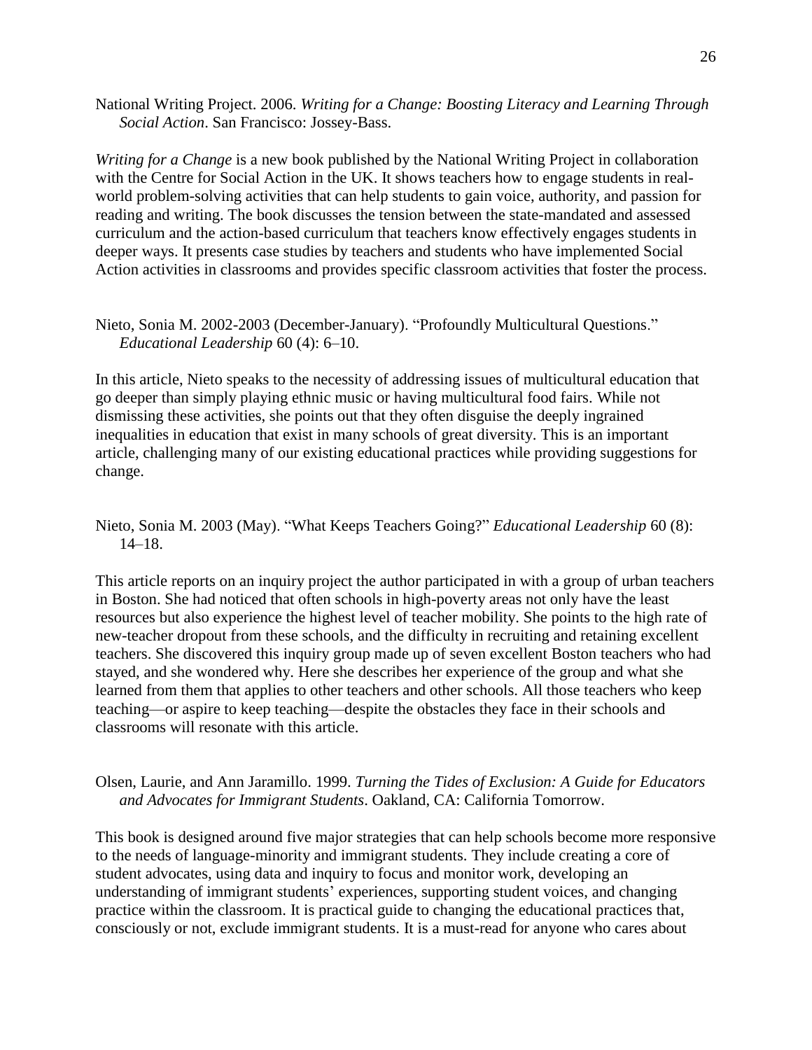National Writing Project. 2006. *Writing for a Change: Boosting Literacy and Learning Through Social Action*. San Francisco: Jossey-Bass.

*Writing for a Change* is a new book published by the National Writing Project in collaboration with the Centre for Social Action in the UK. It shows teachers how to engage students in real-world problem-solving activities that can help students to gain voice, authority, and passion for reading and writing. The book discusses the tension between the state-mandated and assessed curriculum and the action-based curriculum that teachers know effectively engages students in deeper ways. It presents case studies by teachers and students who have implemented Social Action activities in classrooms and provides specific classroom activities that foster the process.

Nieto, Sonia M. 2002-2003 (December-January). "Profoundly Multicultural Questions." *Educational Leadership* 60 (4): 6–10.

In this article, Nieto speaks to the necessity of addressing issues of multicultural education that go deeper than simply playing ethnic music or having multicultural food fairs. While not dismissing these activities, she points out that they often disguise the deeply ingrained inequalities in education that exist in many schools of great diversity. This is an important article, challenging many of our existing educational practices while providing suggestions for change.

Nieto, Sonia M. 2003 (May). "What Keeps Teachers Going?" *Educational Leadership* 60 (8): 14–18.

This article reports on an inquiry project the author participated in with a group of urban teachers in Boston. She had noticed that often schools in high-poverty areas not only have the least resources but also experience the highest level of teacher mobility. She points to the high rate of new-teacher dropout from these schools, and the difficulty in recruiting and retaining excellent teachers. She discovered this inquiry group made up of seven excellent Boston teachers who had stayed, and she wondered why. Here she describes her experience of the group and what she learned from them that applies to other teachers and other schools. All those teachers who keep teaching—or aspire to keep teaching—despite the obstacles they face in their schools and classrooms will resonate with this article.

Olsen, Laurie, and Ann Jaramillo. 1999. *Turning the Tides of Exclusion: A Guide for Educators and Advocates for Immigrant Students*. Oakland, CA: California Tomorrow.

This book is designed around five major strategies that can help schools become more responsive to the needs of language-minority and immigrant students. They include creating a core of student advocates, using data and inquiry to focus and monitor work, developing an understanding of immigrant students' experiences, supporting student voices, and changing practice within the classroom. It is practical guide to changing the educational practices that, consciously or not, exclude immigrant students. It is a must-read for anyone who cares about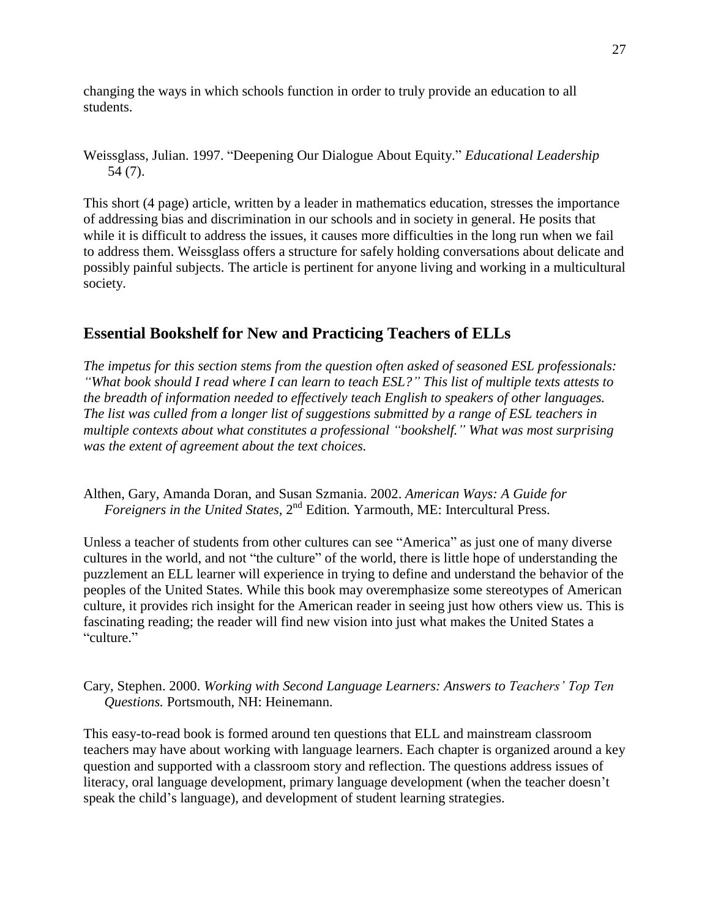changing the ways in which schools function in order to truly provide an education to all students.

Weissglass, Julian. 1997. "Deepening Our Dialogue About Equity." *Educational Leadership* 54 (7).

This short (4 page) article, written by a leader in mathematics education, stresses the importance of addressing bias and discrimination in our schools and in society in general. He posits that while it is difficult to address the issues, it causes more difficulties in the long run when we fail to address them. Weissglass offers a structure for safely holding conversations about delicate and possibly painful subjects. The article is pertinent for anyone living and working in a multicultural society.

## Essential Bookshelf for New and Practicing Teachers of ELLs

*The impetus for this section stems from the question often asked of seasoned ESL professionals: "What book should I read where I can learn to teach ESL?" This list of multiple texts attests to the breadth of information needed to effectively teach English to speakers of other languages. The list was culled from a longer list of suggestions submitted by a range of ESL teachers in multiple contexts about what constitutes a professional "bookshelf." What was most surprising was the extent of agreement about the text choices.*

Althen, Gary, Amanda Doran, and Susan Szmania. 2002. *American Ways: A Guide for Foreigners in the United States*, 2nd Edition*.* Yarmouth, ME: Intercultural Press.

Unless a teacher of students from other cultures can see "America" as just one of many diverse cultures in the world, and not "the culture" of the world, there is little hope of understanding the puzzlement an ELL learner will experience in trying to define and understand the behavior of the peoples of the United States. While this book may overemphasize some stereotypes of American culture, it provides rich insight for the American reader in seeing just how others view us. This is fascinating reading; the reader will find new vision into just what makes the United States a "culture."

Cary, Stephen. 2000. *Working with Second Language Learners: Answers to Teachers' Top Ten Questions.* Portsmouth, NH: Heinemann.

This easy-to-read book is formed around ten questions that ELL and mainstream classroom teachers may have about working with language learners. Each chapter is organized around a key question and supported with a classroom story and reflection. The questions address issues of literacy, oral language development, primary language development (when the teacher doesn't speak the child's language), and development of student learning strategies.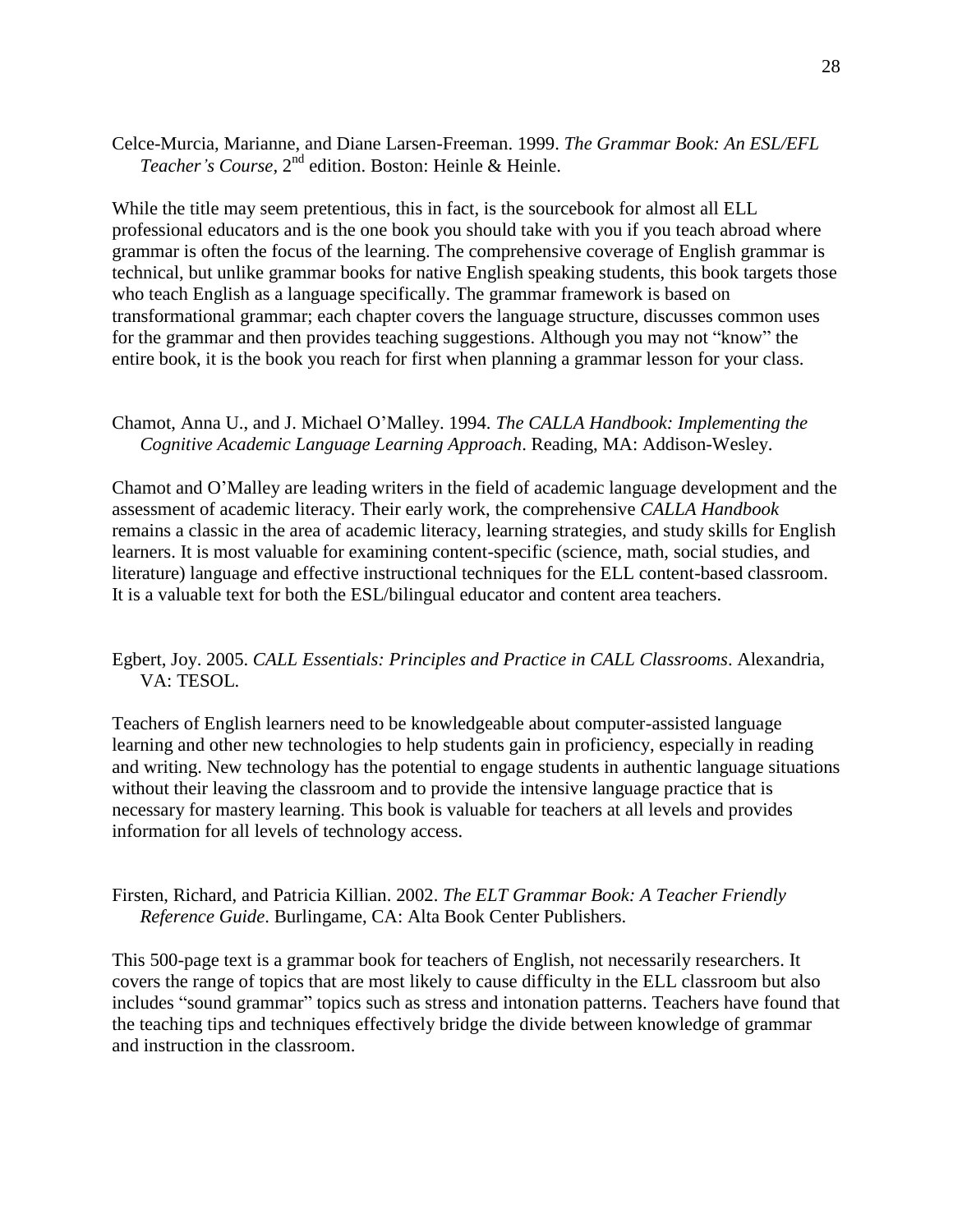Celce-Murcia, Marianne, and Diane Larsen-Freeman. 1999. *The Grammar Book: An ESL/EFL Teacher's Course,* 2nd edition. Boston: Heinle & Heinle.

While the title may seem pretentious, this in fact, is the sourcebook for almost all ELL professional educators and is the one book you should take with you if you teach abroad where grammar is often the focus of the learning. The comprehensive coverage of English grammar is technical, but unlike grammar books for native English speaking students, this book targets those who teach English as a language specifically. The grammar framework is based on transformational grammar; each chapter covers the language structure, discusses common uses for the grammar and then provides teaching suggestions. Although you may not "know" the entire book, it is the book you reach for first when planning a grammar lesson for your class.

Chamot, Anna U., and J. Michael O'Malley. 1994. *The CALLA Handbook: Implementing the Cognitive Academic Language Learning Approach*. Reading, MA: Addison-Wesley.

Chamot and O'Malley are leading writers in the field of academic language development and the assessment of academic literacy. Their early work, the comprehensive *CALLA Handbook* remains a classic in the area of academic literacy, learning strategies, and study skills for English learners. It is most valuable for examining content-specific (science, math, social studies, and literature) language and effective instructional techniques for the ELL content-based classroom. It is a valuable text for both the ESL/bilingual educator and content area teachers.

Egbert, Joy. 2005. *CALL Essentials: Principles and Practice in CALL Classrooms*. Alexandria, VA: TESOL.

Teachers of English learners need to be knowledgeable about computer-assisted language learning and other new technologies to help students gain in proficiency, especially in reading and writing. New technology has the potential to engage students in authentic language situations without their leaving the classroom and to provide the intensive language practice that is necessary for mastery learning. This book is valuable for teachers at all levels and provides information for all levels of technology access.

Firsten, Richard, and Patricia Killian. 2002. *The ELT Grammar Book: A Teacher Friendly Reference Guide*. Burlingame, CA: Alta Book Center Publishers.

This 500-page text is a grammar book for teachers of English, not necessarily researchers. It covers the range of topics that are most likely to cause difficulty in the ELL classroom but also includes "sound grammar" topics such as stress and intonation patterns. Teachers have found that the teaching tips and techniques effectively bridge the divide between knowledge of grammar and instruction in the classroom.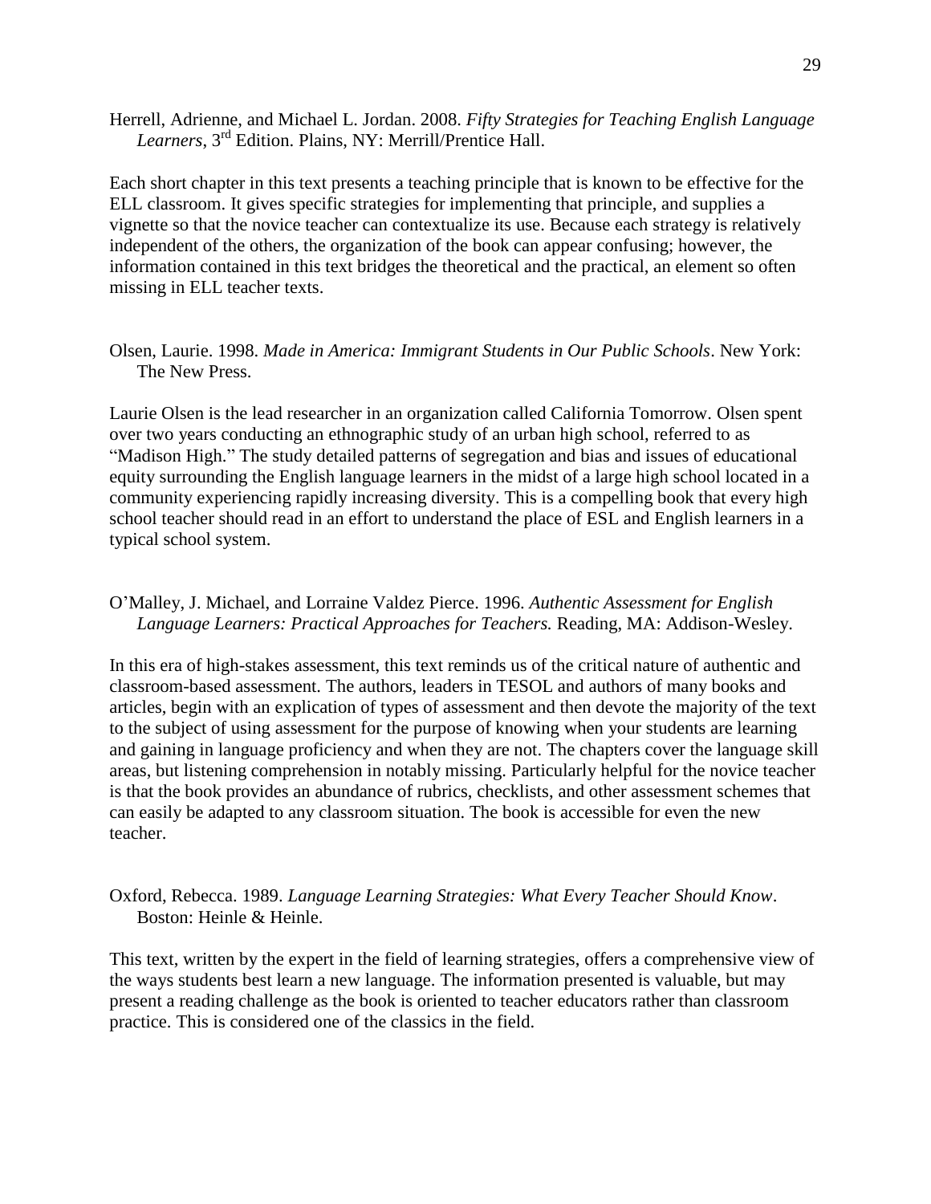Herrell, Adrienne, and Michael L. Jordan. 2008. *Fifty Strategies for Teaching English Language Learners*, 3rd Edition. Plains, NY: Merrill/Prentice Hall.

Each short chapter in this text presents a teaching principle that is known to be effective for the ELL classroom. It gives specific strategies for implementing that principle, and supplies a vignette so that the novice teacher can contextualize its use. Because each strategy is relatively independent of the others, the organization of the book can appear confusing; however, the information contained in this text bridges the theoretical and the practical, an element so often missing in ELL teacher texts.

Olsen, Laurie. 1998. *Made in America: Immigrant Students in Our Public Schools*. New York: The New Press.

Laurie Olsen is the lead researcher in an organization called California Tomorrow. Olsen spent over two years conducting an ethnographic study of an urban high school, referred to as "Madison High." The study detailed patterns of segregation and bias and issues of educational equity surrounding the English language learners in the midst of a large high school located in a community experiencing rapidly increasing diversity. This is a compelling book that every high school teacher should read in an effort to understand the place of ESL and English learners in a typical school system.

O'Malley, J. Michael, and Lorraine Valdez Pierce. 1996. *Authentic Assessment for English Language Learners: Practical Approaches for Teachers.* Reading, MA: Addison-Wesley.

In this era of high-stakes assessment, this text reminds us of the critical nature of authentic and classroom-based assessment. The authors, leaders in TESOL and authors of many books and articles, begin with an explication of types of assessment and then devote the majority of the text to the subject of using assessment for the purpose of knowing when your students are learning and gaining in language proficiency and when they are not. The chapters cover the language skill areas, but listening comprehension in notably missing. Particularly helpful for the novice teacher is that the book provides an abundance of rubrics, checklists, and other assessment schemes that can easily be adapted to any classroom situation. The book is accessible for even the new teacher.

Oxford, Rebecca. 1989. *Language Learning Strategies: What Every Teacher Should Know*. Boston: Heinle & Heinle.

This text, written by the expert in the field of learning strategies, offers a comprehensive view of the ways students best learn a new language. The information presented is valuable, but may present a reading challenge as the book is oriented to teacher educators rather than classroom practice. This is considered one of the classics in the field.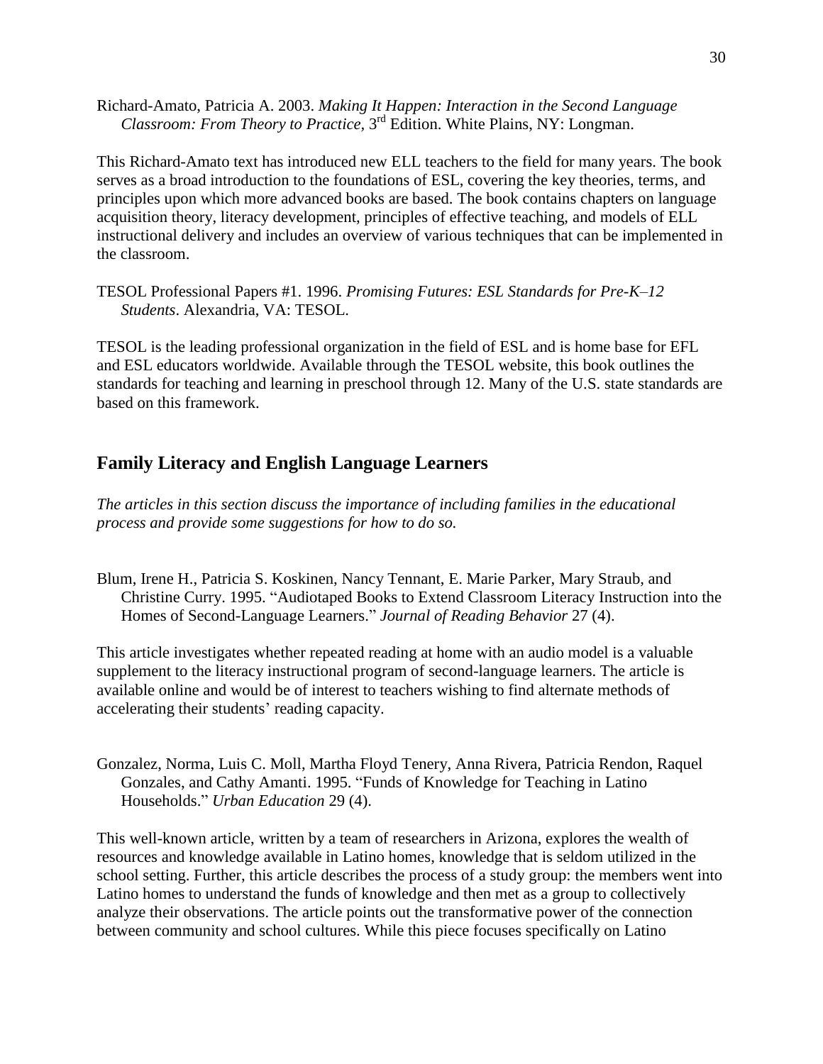Richard-Amato, Patricia A. 2003. *Making It Happen: Interaction in the Second Language Classroom: From Theory to Practice*, 3rd Edition. White Plains, NY: Longman.

This Richard-Amato text has introduced new ELL teachers to the field for many years. The book serves as a broad introduction to the foundations of ESL, covering the key theories, terms, and principles upon which more advanced books are based. The book contains chapters on language acquisition theory, literacy development, principles of effective teaching, and models of ELL instructional delivery and includes an overview of various techniques that can be implemented in the classroom.

TESOL Professional Papers #1. 1996. *Promising Futures: ESL Standards for Pre-K–12 Students*. Alexandria, VA: TESOL.

TESOL is the leading professional organization in the field of ESL and is home base for EFL and ESL educators worldwide. Available through the TESOL website, this book outlines the standards for teaching and learning in preschool through 12. Many of the U.S. state standards are based on this framework.

## Family Literacy and English Language Learners

*The articles in this section discuss the importance of including families in the educational process and provide some suggestions for how to do so.*

Blum, Irene H., Patricia S. Koskinen, Nancy Tennant, E. Marie Parker, Mary Straub, and Christine Curry. 1995. "Audiotaped Books to Extend Classroom Literacy Instruction into the Homes of Second-Language Learners." *Journal of Reading Behavior* 27 (4).

This article investigates whether repeated reading at home with an audio model is a valuable supplement to the literacy instructional program of second-language learners. The article is available online and would be of interest to teachers wishing to find alternate methods of accelerating their students' reading capacity.

Gonzalez, Norma, Luis C. Moll, Martha Floyd Tenery, Anna Rivera, Patricia Rendon, Raquel Gonzales, and Cathy Amanti. 1995. "Funds of Knowledge for Teaching in Latino Households." *Urban Education* 29 (4).

This well-known article, written by a team of researchers in Arizona, explores the wealth of resources and knowledge available in Latino homes, knowledge that is seldom utilized in the school setting. Further, this article describes the process of a study group: the members went into Latino homes to understand the funds of knowledge and then met as a group to collectively analyze their observations. The article points out the transformative power of the connection between community and school cultures. While this piece focuses specifically on Latino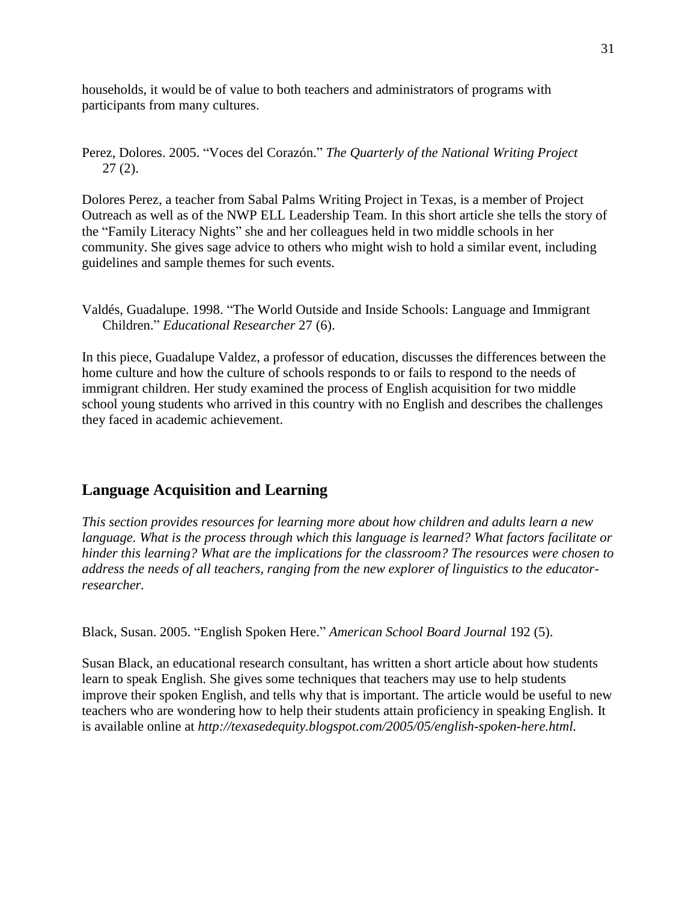households, it would be of value to both teachers and administrators of programs with participants from many cultures.

Perez, Dolores. 2005. "Voces del Corazón." *The Quarterly of the National Writing Project* 27 (2).

Dolores Perez, a teacher from Sabal Palms Writing Project in Texas, is a member of Project Outreach as well as of the NWP ELL Leadership Team. In this short article she tells the story of the "Family Literacy Nights" she and her colleagues held in two middle schools in her community. She gives sage advice to others who might wish to hold a similar event, including guidelines and sample themes for such events.

Valdés, Guadalupe. 1998. "The World Outside and Inside Schools: Language and Immigrant Children." *Educational Researcher* 27 (6).

In this piece, Guadalupe Valdez, a professor of education, discusses the differences between the home culture and how the culture of schools responds to or fails to respond to the needs of immigrant children. Her study examined the process of English acquisition for two middle school young students who arrived in this country with no English and describes the challenges they faced in academic achievement.

## Language Acquisition and Learning

*This section provides resources for learning more about how children and adults learn a new language. What is the process through which this language is learned? What factors facilitate or hinder this learning? What are the implications for the classroom? The resources were chosen to address the needs of all teachers, ranging from the new explorer of linguistics to the educator-researcher.*

Black, Susan. 2005. "English Spoken Here." *American School Board Journal* 192 (5).

Susan Black, an educational research consultant, has written a short article about how students learn to speak English. She gives some techniques that teachers may use to help students improve their spoken English, and tells why that is important. The article would be useful to new teachers who are wondering how to help their students attain proficiency in speaking English. It is available online at *http://texasedequity.blogspot.com/2005/05/english-spoken-here.html.*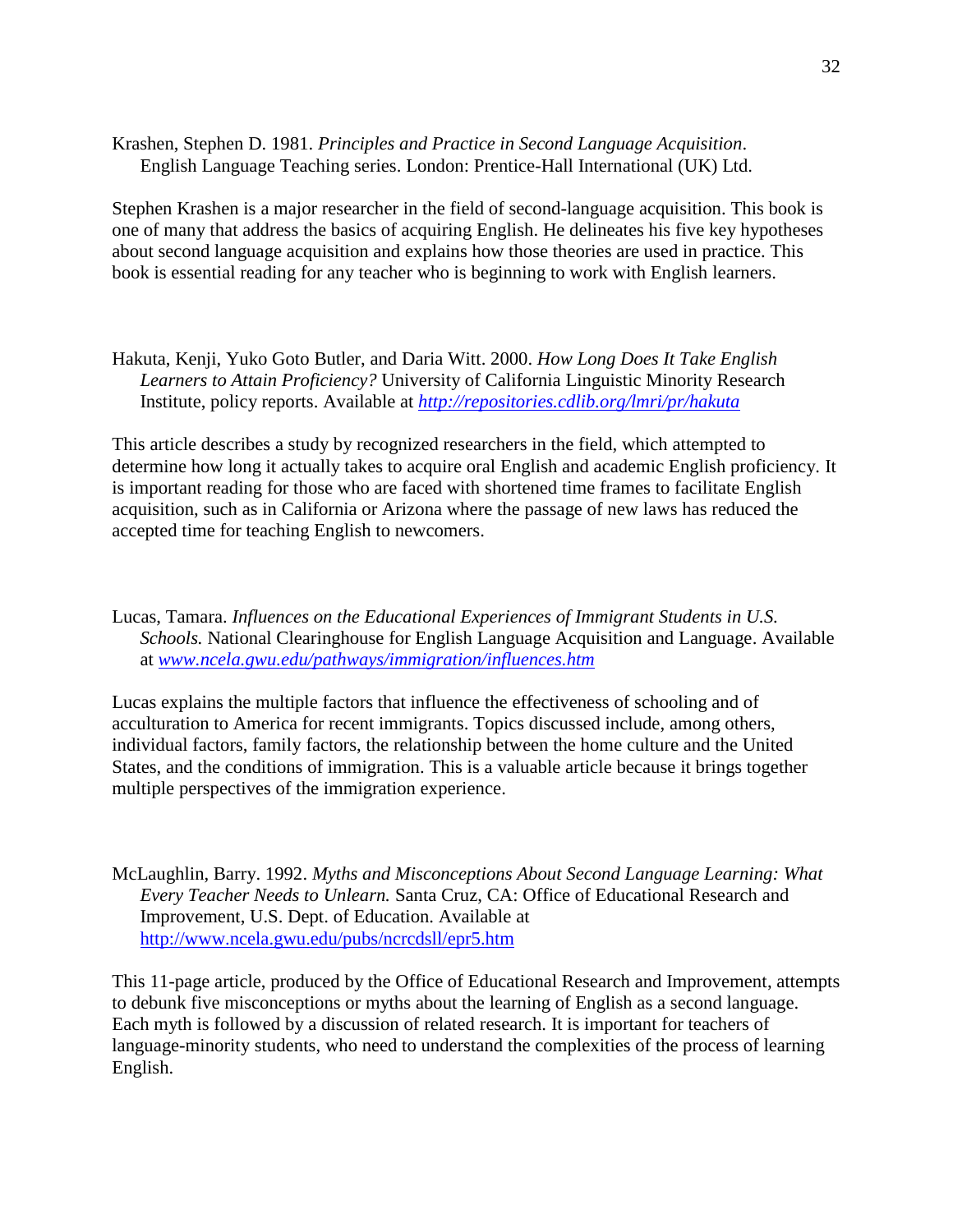Krashen, Stephen D. 1981. *Principles and Practice in Second Language Acquisition*. English Language Teaching series. London: Prentice-Hall International (UK) Ltd.

Stephen Krashen is a major researcher in the field of second-language acquisition. This book is one of many that address the basics of acquiring English. He delineates his five key hypotheses about second language acquisition and explains how those theories are used in practice. This book is essential reading for any teacher who is beginning to work with English learners.

Hakuta, Kenji, Yuko Goto Butler, and Daria Witt. 2000. *How Long Does It Take English Learners to Attain Proficiency?* University of California Linguistic Minority Research Institute, policy reports. Available at *http://repositories.cdlib.org/lmri/pr/hakuta*

This article describes a study by recognized researchers in the field, which attempted to determine how long it actually takes to acquire oral English and academic English proficiency. It is important reading for those who are faced with shortened time frames to facilitate English acquisition, such as in California or Arizona where the passage of new laws has reduced the accepted time for teaching English to newcomers.

Lucas, Tamara. *Influences on the Educational Experiences of Immigrant Students in U.S. Schools.* National Clearinghouse for English Language Acquisition and Language. Available at *www.ncela.gwu.edu/pathways/immigration/influences.htm*

Lucas explains the multiple factors that influence the effectiveness of schooling and of acculturation to America for recent immigrants. Topics discussed include, among others, individual factors, family factors, the relationship between the home culture and the United States, and the conditions of immigration. This is a valuable article because it brings together multiple perspectives of the immigration experience.

McLaughlin, Barry. 1992. *Myths and Misconceptions About Second Language Learning: What Every Teacher Needs to Unlearn.* Santa Cruz, CA: Office of Educational Research and Improvement, U.S. Dept. of Education. Available at http://www.ncela.gwu.edu/pubs/ncrcdsll/epr5.htm

This 11-page article, produced by the Office of Educational Research and Improvement, attempts to debunk five misconceptions or myths about the learning of English as a second language. Each myth is followed by a discussion of related research. It is important for teachers of language-minority students, who need to understand the complexities of the process of learning English.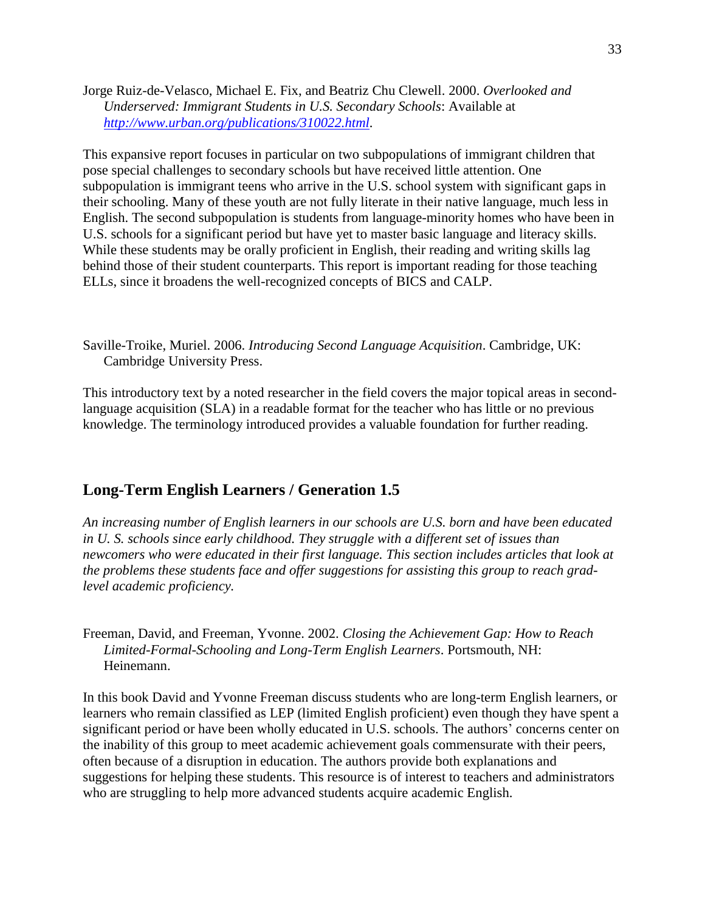Jorge Ruiz-de-Velasco, Michael E. Fix, and Beatriz Chu Clewell. 2000. *Overlooked and Underserved: Immigrant Students in U.S. Secondary Schools*: Available at [http://www.urban.org/publications/310022.html](http://www.urban.org/publications/310022.html).

This expansive report focuses in particular on two subpopulations of immigrant children that pose special challenges to secondary schools but have received little attention. One subpopulation is immigrant teens who arrive in the U.S. school system with significant gaps in their schooling. Many of these youth are not fully literate in their native language, much less in English. The second subpopulation is students from language-minority homes who have been in U.S. schools for a significant period but have yet to master basic language and literacy skills. While these students may be orally proficient in English, their reading and writing skills lag behind those of their student counterparts. This report is important reading for those teaching ELLs, since it broadens the well-recognized concepts of BICS and CALP.

Saville-Troike, Muriel. 2006. *Introducing Second Language Acquisition*. Cambridge, UK: Cambridge University Press.

This introductory text by a noted researcher in the field covers the major topical areas in second-language acquisition (SLA) in a readable format for the teacher who has little or no previous knowledge. The terminology introduced provides a valuable foundation for further reading.

## Long-Term English Learners / Generation 1.5

*An increasing number of English learners in our schools are U.S. born and have been educated in U. S. schools since early childhood. They struggle with a different set of issues than newcomers who were educated in their first language. This section includes articles that look at the problems these students face and offer suggestions for assisting this group to reach grad-level academic proficiency.*

Freeman, David, and Freeman, Yvonne. 2002. *Closing the Achievement Gap: How to Reach Limited-Formal-Schooling and Long-Term English Learners*. Portsmouth, NH: Heinemann.

In this book David and Yvonne Freeman discuss students who are long-term English learners, or learners who remain classified as LEP (limited English proficient) even though they have spent a significant period or have been wholly educated in U.S. schools. The authors' concerns center on the inability of this group to meet academic achievement goals commensurate with their peers, often because of a disruption in education. The authors provide both explanations and suggestions for helping these students. This resource is of interest to teachers and administrators who are struggling to help more advanced students acquire academic English.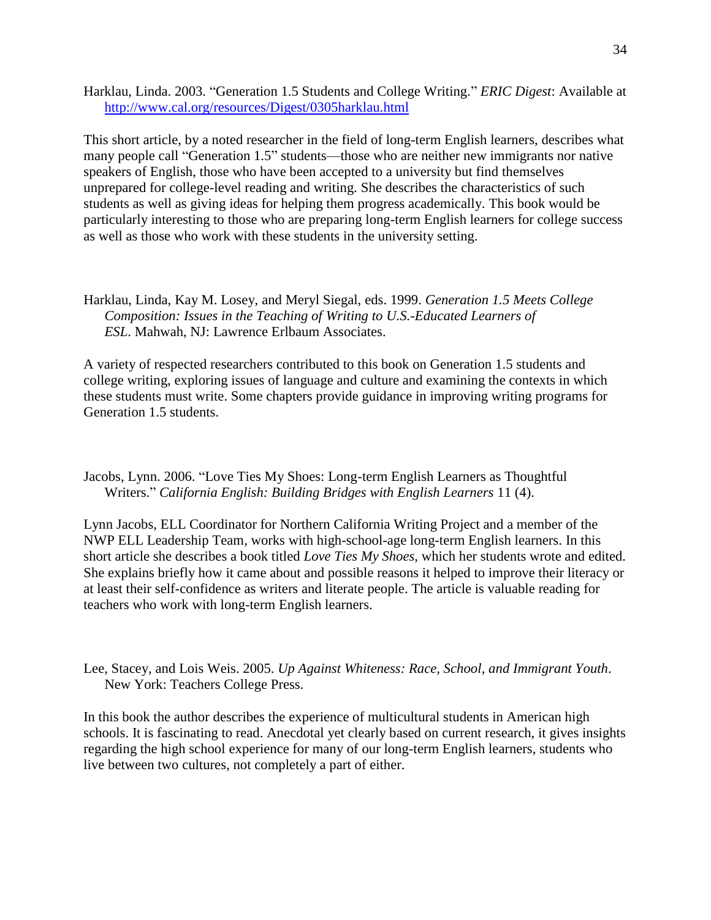Harklau, Linda. 2003. "Generation 1.5 Students and College Writing." *ERIC Digest*: Available at [http://www.cal.org/resources/Digest/0305harklau.html](http://www.cal.org/resources/Digest/0305harklau.html)

This short article, by a noted researcher in the field of long-term English learners, describes what many people call "Generation 1.5" students—those who are neither new immigrants nor native speakers of English, those who have been accepted to a university but find themselves unprepared for college-level reading and writing. She describes the characteristics of such students as well as giving ideas for helping them progress academically. This book would be particularly interesting to those who are preparing long-term English learners for college success as well as those who work with these students in the university setting.

Harklau, Linda, Kay M. Losey, and Meryl Siegal, eds. 1999. *Generation 1.5 Meets College Composition: Issues in the Teaching of Writing to U.S.-Educated Learners of ESL*. Mahwah, NJ: Lawrence Erlbaum Associates.

A variety of respected researchers contributed to this book on Generation 1.5 students and college writing, exploring issues of language and culture and examining the contexts in which these students must write. Some chapters provide guidance in improving writing programs for Generation 1.5 students.

Jacobs, Lynn. 2006. "Love Ties My Shoes: Long-term English Learners as Thoughtful Writers." *California English: Building Bridges with English Learners* 11 (4).

Lynn Jacobs, ELL Coordinator for Northern California Writing Project and a member of the NWP ELL Leadership Team, works with high-school-age long-term English learners. In this short article she describes a book titled *Love Ties My Shoes*, which her students wrote and edited. She explains briefly how it came about and possible reasons it helped to improve their literacy or at least their self-confidence as writers and literate people. The article is valuable reading for teachers who work with long-term English learners.

Lee, Stacey, and Lois Weis. 2005. *Up Against Whiteness: Race, School, and Immigrant Youth*. New York: Teachers College Press.

In this book the author describes the experience of multicultural students in American high schools. It is fascinating to read. Anecdotal yet clearly based on current research, it gives insights regarding the high school experience for many of our long-term English learners, students who live between two cultures, not completely a part of either.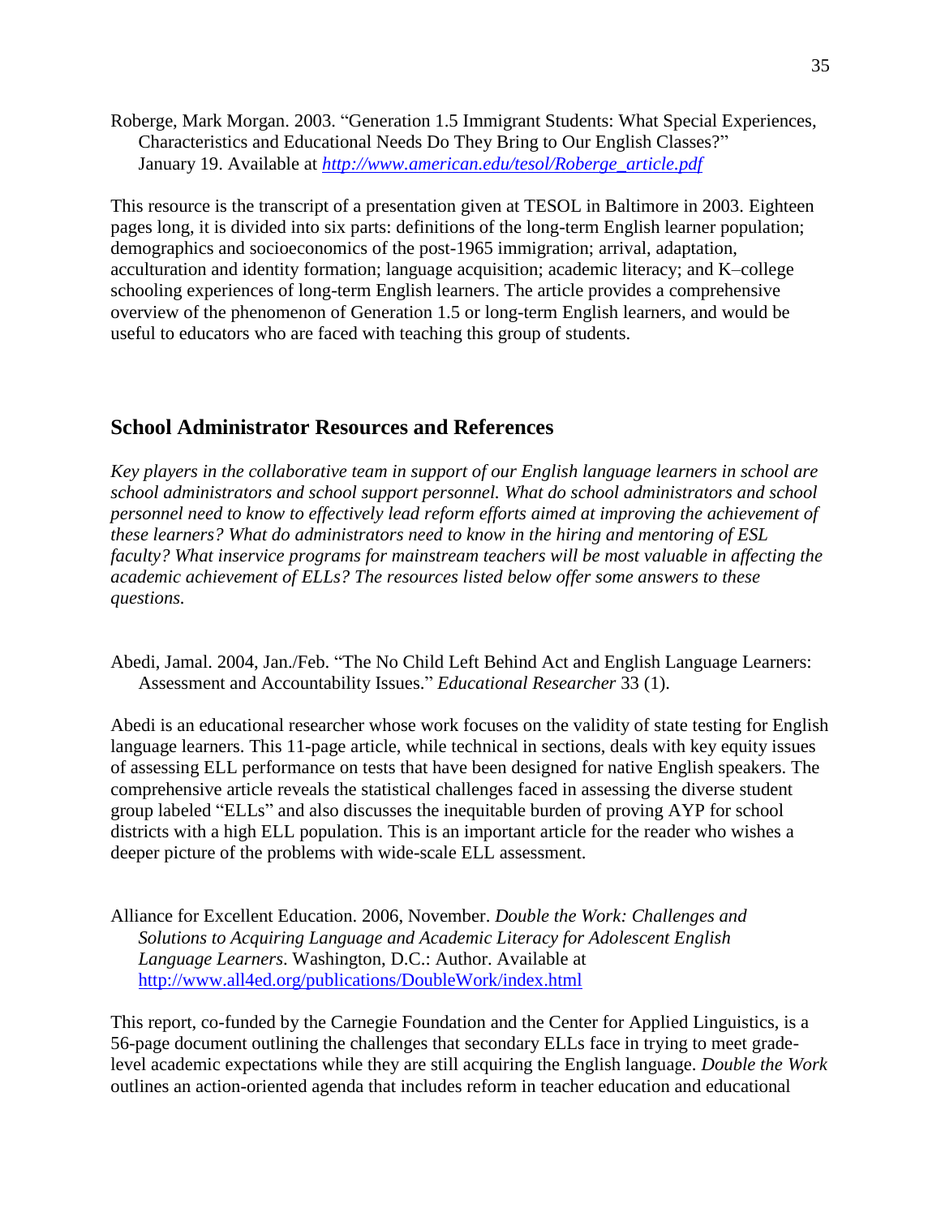Roberge, Mark Morgan. 2003. "Generation 1.5 Immigrant Students: What Special Experiences, Characteristics and Educational Needs Do They Bring to Our English Classes?" January 19. Available at *http://www.american.edu/tesol/Roberge_article.pdf*

This resource is the transcript of a presentation given at TESOL in Baltimore in 2003. Eighteen pages long, it is divided into six parts: definitions of the long-term English learner population; demographics and socioeconomics of the post-1965 immigration; arrival, adaptation, acculturation and identity formation; language acquisition; academic literacy; and K–college schooling experiences of long-term English learners. The article provides a comprehensive overview of the phenomenon of Generation 1.5 or long-term English learners, and would be useful to educators who are faced with teaching this group of students.

## School Administrator Resources and References

*Key players in the collaborative team in support of our English language learners in school are school administrators and school support personnel. What do school administrators and school personnel need to know to effectively lead reform efforts aimed at improving the achievement of these learners? What do administrators need to know in the hiring and mentoring of ESL faculty? What inservice programs for mainstream teachers will be most valuable in affecting the academic achievement of ELLs? The resources listed below offer some answers to these questions.*

Abedi, Jamal. 2004, Jan./Feb. "The No Child Left Behind Act and English Language Learners: Assessment and Accountability Issues." *Educational Researcher* 33 (1).

Abedi is an educational researcher whose work focuses on the validity of state testing for English language learners. This 11-page article, while technical in sections, deals with key equity issues of assessing ELL performance on tests that have been designed for native English speakers. The comprehensive article reveals the statistical challenges faced in assessing the diverse student group labeled "ELLs" and also discusses the inequitable burden of proving AYP for school districts with a high ELL population. This is an important article for the reader who wishes a deeper picture of the problems with wide-scale ELL assessment.

Alliance for Excellent Education. 2006, November. *Double the Work: Challenges and Solutions to Acquiring Language and Academic Literacy for Adolescent English Language Learners*. Washington, D.C.: Author. Available at http://www.all4ed.org/publications/DoubleWork/index.html

This report, co-funded by the Carnegie Foundation and the Center for Applied Linguistics, is a 56-page document outlining the challenges that secondary ELLs face in trying to meet grade-level academic expectations while they are still acquiring the English language. *Double the Work* outlines an action-oriented agenda that includes reform in teacher education and educational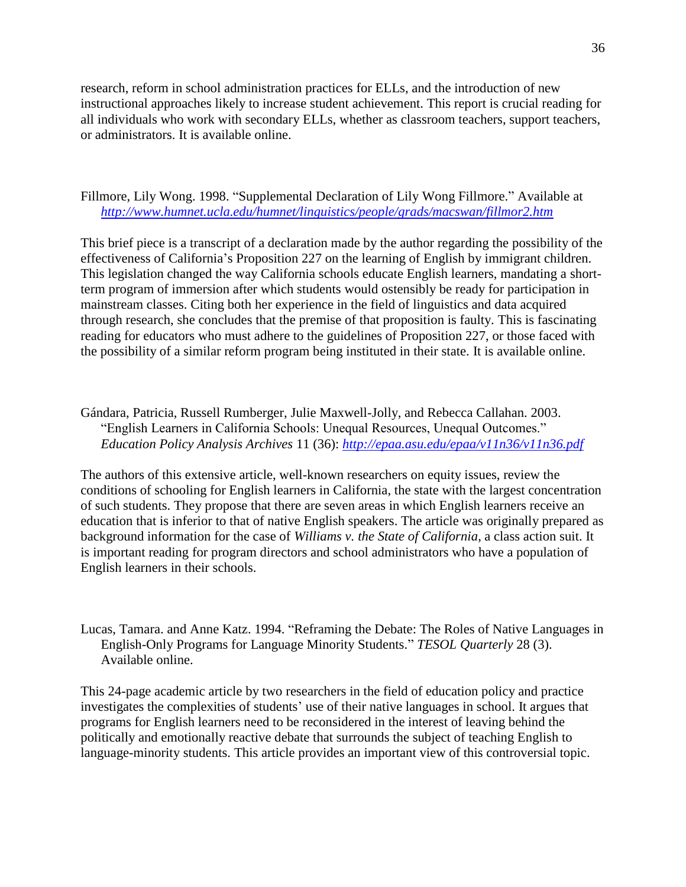research, reform in school administration practices for ELLs, and the introduction of new instructional approaches likely to increase student achievement. This report is crucial reading for all individuals who work with secondary ELLs, whether as classroom teachers, support teachers, or administrators. It is available online.

Fillmore, Lily Wong. 1998. "Supplemental Declaration of Lily Wong Fillmore." Available at *http://www.humnet.ucla.edu/humnet/linguistics/people/grads/macswan/fillmor2.htm*

This brief piece is a transcript of a declaration made by the author regarding the possibility of the effectiveness of California's Proposition 227 on the learning of English by immigrant children. This legislation changed the way California schools educate English learners, mandating a short-term program of immersion after which students would ostensibly be ready for participation in mainstream classes. Citing both her experience in the field of linguistics and data acquired through research, she concludes that the premise of that proposition is faulty. This is fascinating reading for educators who must adhere to the guidelines of Proposition 227, or those faced with the possibility of a similar reform program being instituted in their state. It is available online.

Gándara, Patricia, Russell Rumberger, Julie Maxwell-Jolly, and Rebecca Callahan. 2003. "English Learners in California Schools: Unequal Resources, Unequal Outcomes." *Education Policy Analysis Archives* 11 (36): *http://epaa.asu.edu/epaa/v11n36/v11n36.pdf*

The authors of this extensive article, well-known researchers on equity issues, review the conditions of schooling for English learners in California, the state with the largest concentration of such students. They propose that there are seven areas in which English learners receive an education that is inferior to that of native English speakers. The article was originally prepared as background information for the case of *Williams v. the State of California*, a class action suit. It is important reading for program directors and school administrators who have a population of English learners in their schools.

Lucas, Tamara. and Anne Katz. 1994. "Reframing the Debate: The Roles of Native Languages in English-Only Programs for Language Minority Students." *TESOL Quarterly* 28 (3). Available online.

This 24-page academic article by two researchers in the field of education policy and practice investigates the complexities of students' use of their native languages in school. It argues that programs for English learners need to be reconsidered in the interest of leaving behind the politically and emotionally reactive debate that surrounds the subject of teaching English to language-minority students. This article provides an important view of this controversial topic.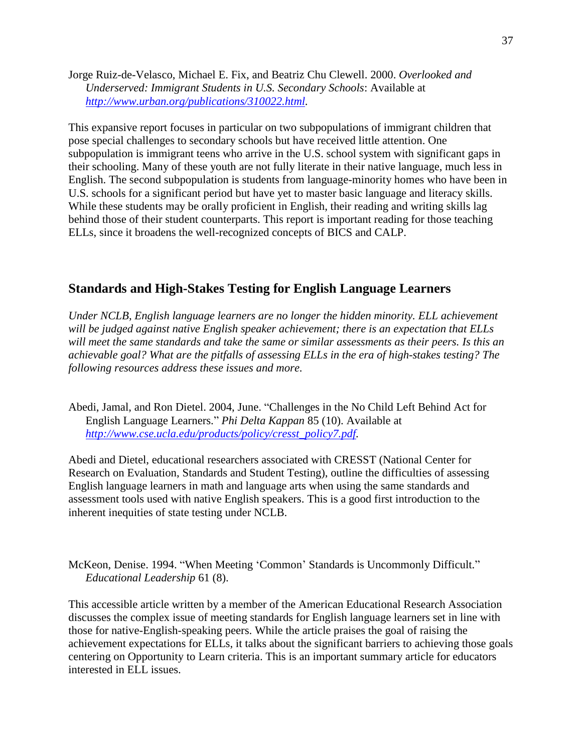Jorge Ruiz-de-Velasco, Michael E. Fix, and Beatriz Chu Clewell. 2000. *Overlooked and Underserved: Immigrant Students in U.S. Secondary Schools*: Available at [http://www.urban.org/publications/310022.html](http://www.urban.org/publications/310022.html).

This expansive report focuses in particular on two subpopulations of immigrant children that pose special challenges to secondary schools but have received little attention. One subpopulation is immigrant teens who arrive in the U.S. school system with significant gaps in their schooling. Many of these youth are not fully literate in their native language, much less in English. The second subpopulation is students from language-minority homes who have been in U.S. schools for a significant period but have yet to master basic language and literacy skills. While these students may be orally proficient in English, their reading and writing skills lag behind those of their student counterparts. This report is important reading for those teaching ELLs, since it broadens the well-recognized concepts of BICS and CALP.

## Standards and High-Stakes Testing for English Language Learners

*Under NCLB, English language learners are no longer the hidden minority. ELL achievement will be judged against native English speaker achievement; there is an expectation that ELLs will meet the same standards and take the same or similar assessments as their peers. Is this an achievable goal? What are the pitfalls of assessing ELLs in the era of high-stakes testing? The following resources address these issues and more.*

Abedi, Jamal, and Ron Dietel. 2004, June. "Challenges in the No Child Left Behind Act for English Language Learners." *Phi Delta Kappan* 85 (10). Available at [http://www.cse.ucla.edu/products/policy/cresst_policy7.pdf](http://www.cse.ucla.edu/products/policy/cresst_policy7.pdf).

Abedi and Dietel, educational researchers associated with CRESST (National Center for Research on Evaluation, Standards and Student Testing), outline the difficulties of assessing English language learners in math and language arts when using the same standards and assessment tools used with native English speakers. This is a good first introduction to the inherent inequities of state testing under NCLB.

McKeon, Denise. 1994. "When Meeting 'Common' Standards is Uncommonly Difficult." *Educational Leadership* 61 (8).

This accessible article written by a member of the American Educational Research Association discusses the complex issue of meeting standards for English language learners set in line with those for native-English-speaking peers. While the article praises the goal of raising the achievement expectations for ELLs, it talks about the significant barriers to achieving those goals centering on Opportunity to Learn criteria. This is an important summary article for educators interested in ELL issues.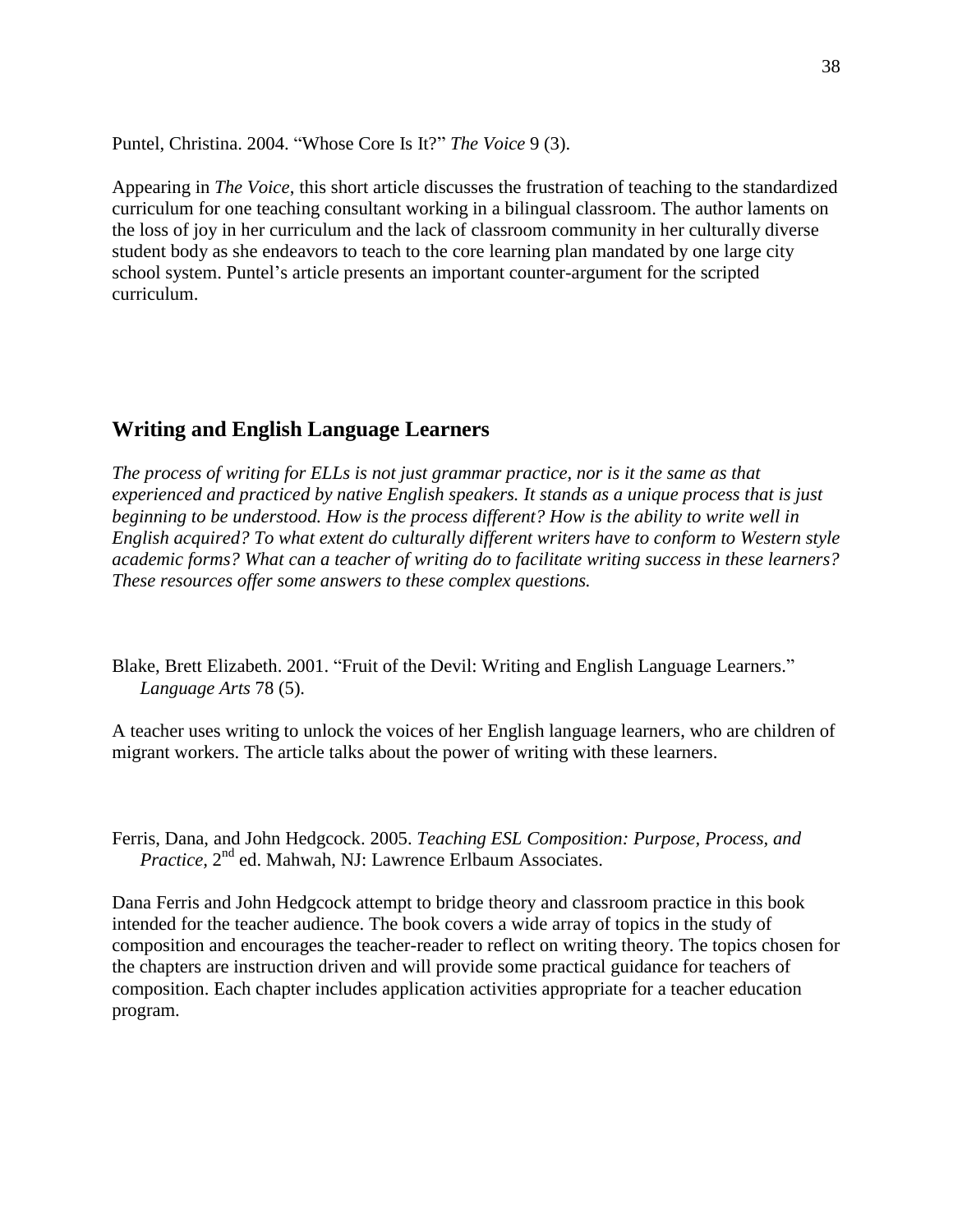Puntel, Christina. 2004. "Whose Core Is It?" *The Voice* 9 (3).

Appearing in *The Voice*, this short article discusses the frustration of teaching to the standardized curriculum for one teaching consultant working in a bilingual classroom. The author laments on the loss of joy in her curriculum and the lack of classroom community in her culturally diverse student body as she endeavors to teach to the core learning plan mandated by one large city school system. Puntel's article presents an important counter-argument for the scripted curriculum.

## Writing and English Language Learners

*The process of writing for ELLs is not just grammar practice, nor is it the same as that experienced and practiced by native English speakers. It stands as a unique process that is just beginning to be understood. How is the process different? How is the ability to write well in English acquired? To what extent do culturally different writers have to conform to Western style academic forms? What can a teacher of writing do to facilitate writing success in these learners? These resources offer some answers to these complex questions.*

Blake, Brett Elizabeth. 2001. "Fruit of the Devil: Writing and English Language Learners." *Language Arts* 78 (5).

A teacher uses writing to unlock the voices of her English language learners, who are children of migrant workers. The article talks about the power of writing with these learners.

Ferris, Dana, and John Hedgcock. 2005. *Teaching ESL Composition: Purpose, Process, and Practice*, 2nd ed. Mahwah, NJ: Lawrence Erlbaum Associates.

Dana Ferris and John Hedgcock attempt to bridge theory and classroom practice in this book intended for the teacher audience. The book covers a wide array of topics in the study of composition and encourages the teacher-reader to reflect on writing theory. The topics chosen for the chapters are instruction driven and will provide some practical guidance for teachers of composition. Each chapter includes application activities appropriate for a teacher education program.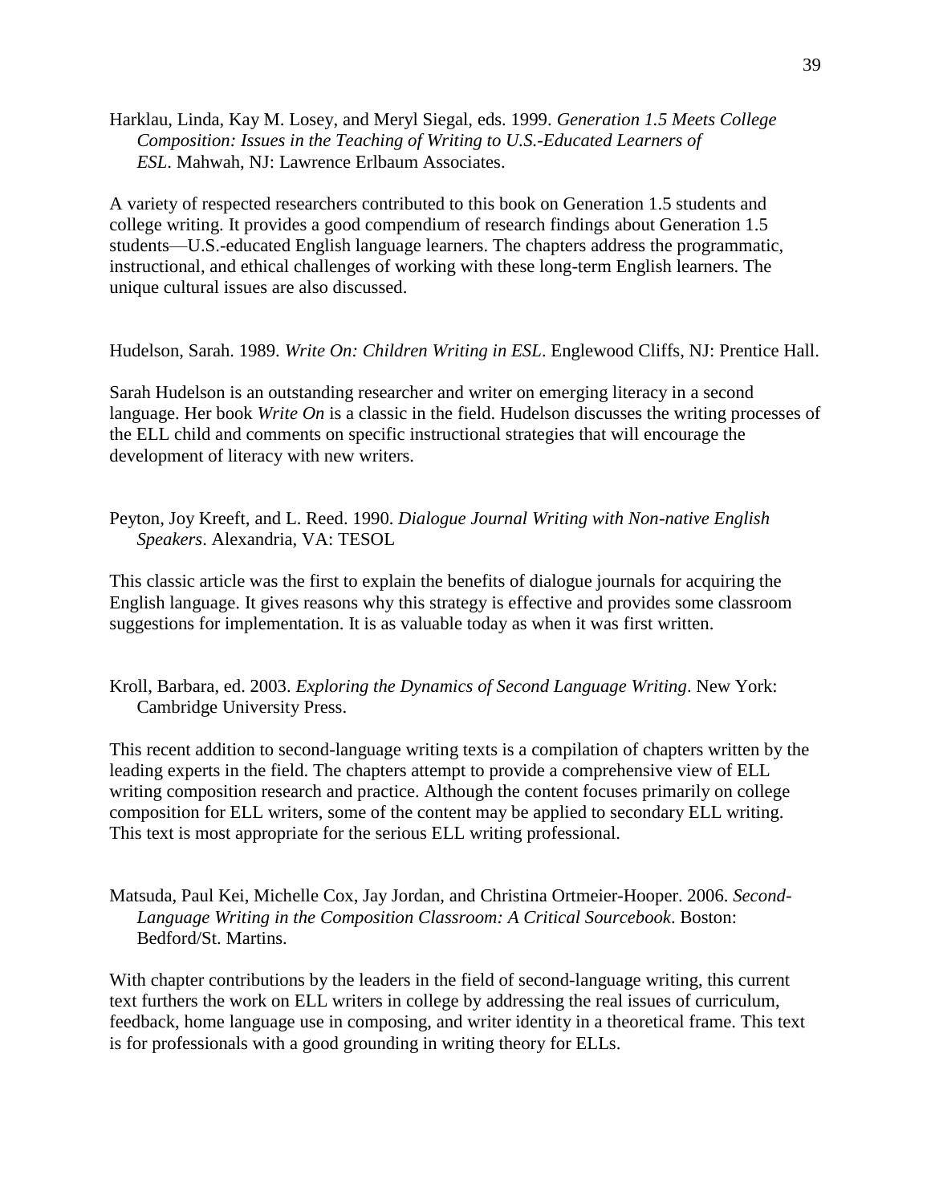Harklau, Linda, Kay M. Losey, and Meryl Siegal, eds. 1999. *Generation 1.5 Meets College Composition: Issues in the Teaching of Writing to U.S.-Educated Learners of ESL*. Mahwah, NJ: Lawrence Erlbaum Associates.

A variety of respected researchers contributed to this book on Generation 1.5 students and college writing. It provides a good compendium of research findings about Generation 1.5 students—U.S.-educated English language learners. The chapters address the programmatic, instructional, and ethical challenges of working with these long-term English learners. The unique cultural issues are also discussed.

Hudelson, Sarah. 1989. *Write On: Children Writing in ESL*. Englewood Cliffs, NJ: Prentice Hall.

Sarah Hudelson is an outstanding researcher and writer on emerging literacy in a second language. Her book *Write On* is a classic in the field. Hudelson discusses the writing processes of the ELL child and comments on specific instructional strategies that will encourage the development of literacy with new writers.

Peyton, Joy Kreeft, and L. Reed. 1990. *Dialogue Journal Writing with Non-native English Speakers*. Alexandria, VA: TESOL

This classic article was the first to explain the benefits of dialogue journals for acquiring the English language. It gives reasons why this strategy is effective and provides some classroom suggestions for implementation. It is as valuable today as when it was first written.

Kroll, Barbara, ed. 2003. *Exploring the Dynamics of Second Language Writing*. New York: Cambridge University Press.

This recent addition to second-language writing texts is a compilation of chapters written by the leading experts in the field. The chapters attempt to provide a comprehensive view of ELL writing composition research and practice. Although the content focuses primarily on college composition for ELL writers, some of the content may be applied to secondary ELL writing. This text is most appropriate for the serious ELL writing professional.

Matsuda, Paul Kei, Michelle Cox, Jay Jordan, and Christina Ortmeier-Hooper. 2006. *Second-Language Writing in the Composition Classroom: A Critical Sourcebook*. Boston: Bedford/St. Martins.

With chapter contributions by the leaders in the field of second-language writing, this current text furthers the work on ELL writers in college by addressing the real issues of curriculum, feedback, home language use in composing, and writer identity in a theoretical frame. This text is for professionals with a good grounding in writing theory for ELLs.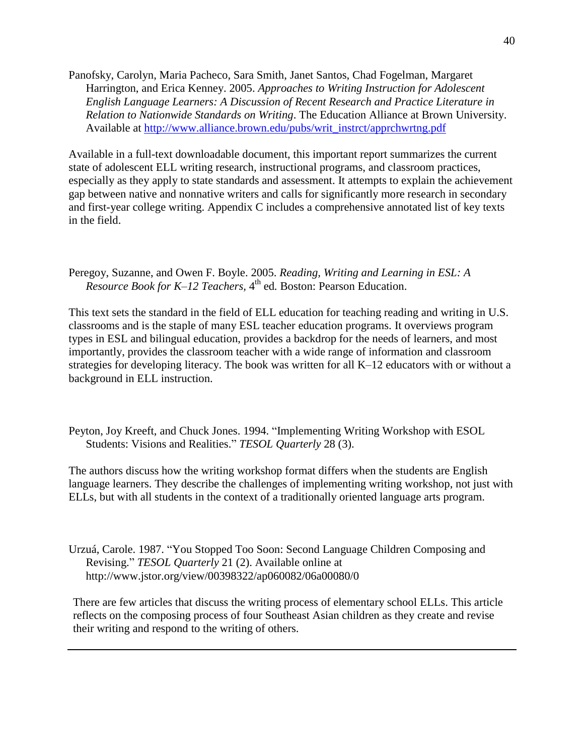Panofsky, Carolyn, Maria Pacheco, Sara Smith, Janet Santos, Chad Fogelman, Margaret Harrington, and Erica Kenney. 2005. *Approaches to Writing Instruction for Adolescent English Language Learners: A Discussion of Recent Research and Practice Literature in Relation to Nationwide Standards on Writing*. The Education Alliance at Brown University. Available at http://www.alliance.brown.edu/pubs/writ_instrct/apprchwrtng.pdf

Available in a full-text downloadable document, this important report summarizes the current state of adolescent ELL writing research, instructional programs, and classroom practices, especially as they apply to state standards and assessment. It attempts to explain the achievement gap between native and nonnative writers and calls for significantly more research in secondary and first-year college writing. Appendix C includes a comprehensive annotated list of key texts in the field.

Peregoy, Suzanne, and Owen F. Boyle. 2005. *Reading, Writing and Learning in ESL: A Resource Book for K–12 Teachers,* 4th ed. Boston: Pearson Education.

This text sets the standard in the field of ELL education for teaching reading and writing in U.S. classrooms and is the staple of many ESL teacher education programs. It overviews program types in ESL and bilingual education, provides a backdrop for the needs of learners, and most importantly, provides the classroom teacher with a wide range of information and classroom strategies for developing literacy. The book was written for all K–12 educators with or without a background in ELL instruction.

Peyton, Joy Kreeft, and Chuck Jones. 1994. "Implementing Writing Workshop with ESOL Students: Visions and Realities." *TESOL Quarterly* 28 (3).

The authors discuss how the writing workshop format differs when the students are English language learners. They describe the challenges of implementing writing workshop, not just with ELLs, but with all students in the context of a traditionally oriented language arts program.

Urzuá, Carole. 1987. "You Stopped Too Soon: Second Language Children Composing and Revising." *TESOL Quarterly* 21 (2). Available online at http://www.jstor.org/view/00398322/ap060082/06a00080/0

There are few articles that discuss the writing process of elementary school ELLs. This article reflects on the composing process of four Southeast Asian children as they create and revise their writing and respond to the writing of others.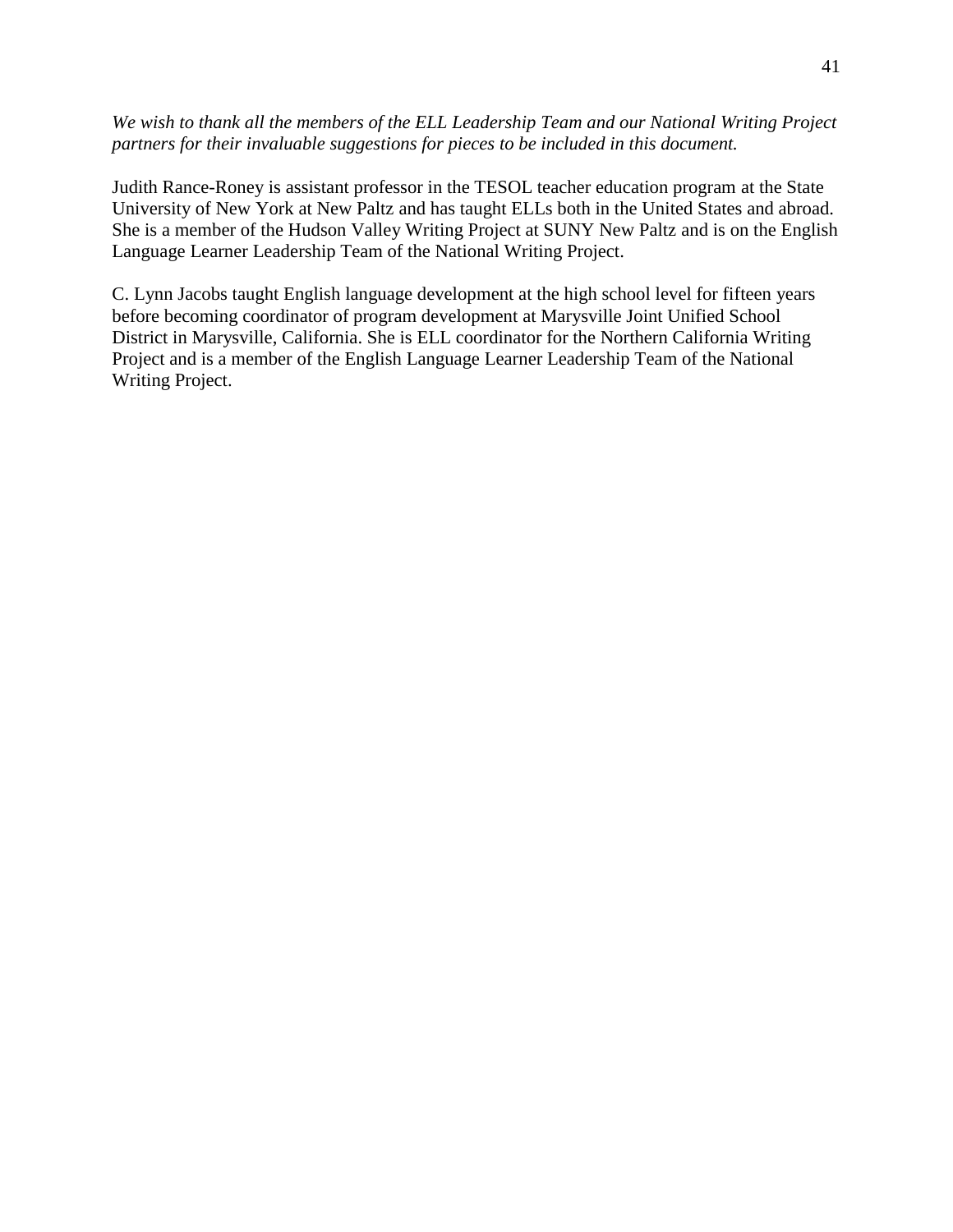*We wish to thank all the members of the ELL Leadership Team and our National Writing Project partners for their invaluable suggestions for pieces to be included in this document.*

Judith Rance-Roney is assistant professor in the TESOL teacher education program at the State University of New York at New Paltz and has taught ELLs both in the United States and abroad. She is a member of the Hudson Valley Writing Project at SUNY New Paltz and is on the English Language Learner Leadership Team of the National Writing Project.

C. Lynn Jacobs taught English language development at the high school level for fifteen years before becoming coordinator of program development at Marysville Joint Unified School District in Marysville, California. She is ELL coordinator for the Northern California Writing Project and is a member of the English Language Learner Leadership Team of the National Writing Project.